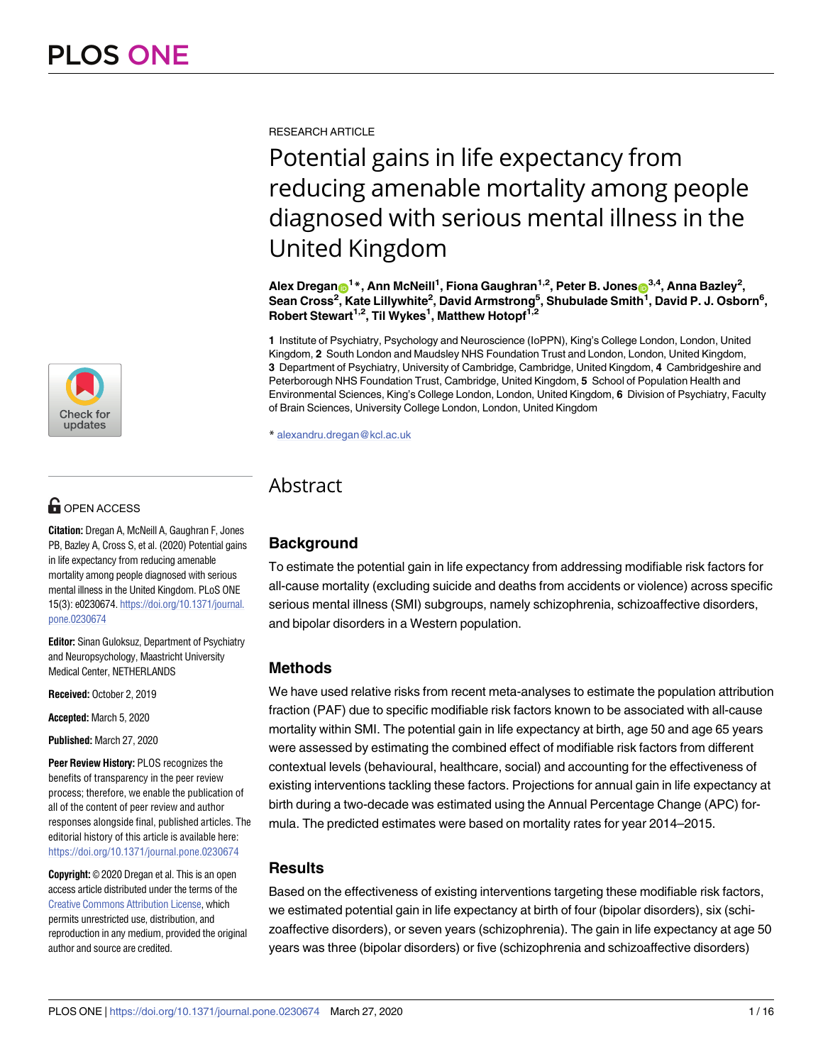RESEARCH ARTICLE

# Potential gains in life expectancy from reducing amenable mortality among people diagnosed with serious mental illness in the United Kingdom

**Alex Dregan[1]*, Ann McNeill[1], Fiona Gaughran[1,2], Peter B. Jones[3,4], Anna Bazley[2], Sean Cross[2], Kate Lillywhite[2], David Armstrong[5], Shubulade Smith[1], David P. J. Osborn[6], Robert Stewart[1,2], Til Wykes[1], Matthew Hotopf[1,2]**

**1** Institute of Psychiatry, Psychology and Neuroscience (IoPPN), King's College London, London, United Kingdom, **2** South London and Maudsley NHS Foundation Trust and London, London, United Kingdom, **3** Department of Psychiatry, University of Cambridge, Cambridge, United Kingdom, **4** Cambridgeshire and Peterborough NHS Foundation Trust, Cambridge, United Kingdom, **5** School of Population Health and Environmental Sciences, King's College London, London, United Kingdom, **6** Division of Psychiatry, Faculty of Brain Sciences, University College London, London, United Kingdom

* alexandru.dregan@kcl.ac.uk

OPEN ACCESS

**Citation:** Dregan A, McNeill A, Gaughran F, Jones PB, Bazley A, Cross S, et al. (2020) Potential gains in life expectancy from reducing amenable mortality among people diagnosed with serious mental illness in the United Kingdom. PLoS ONE 15(3): e0230674. https://doi.org/10.1371/journal.pone.0230674

**Editor:** Sinan Guloksuz, Department of Psychiatry and Neuropsychology, Maastricht University Medical Center, NETHERLANDS

**Received:** October 2, 2019

**Accepted:** March 5, 2020

**Published:** March 27, 2020

**Peer Review History:** PLOS recognizes the benefits of transparency in the peer review process; therefore, we enable the publication of all of the content of peer review and author responses alongside final, published articles. The editorial history of this article is available here: https://doi.org/10.1371/journal.pone.0230674

**Copyright:** © 2020 Dregan et al. This is an open access article distributed under the terms of the Creative Commons Attribution License, which permits unrestricted use, distribution, and reproduction in any medium, provided the original author and source are credited.

## Abstract

### Background

To estimate the potential gain in life expectancy from addressing modifiable risk factors for all-cause mortality (excluding suicide and deaths from accidents or violence) across specific serious mental illness (SMI) subgroups, namely schizophrenia, schizoaffective disorders, and bipolar disorders in a Western population.

### Methods

We have used relative risks from recent meta-analyses to estimate the population attribution fraction (PAF) due to specific modifiable risk factors known to be associated with all-cause mortality within SMI. The potential gain in life expectancy at birth, age 50 and age 65 years were assessed by estimating the combined effect of modifiable risk factors from different contextual levels (behavioural, healthcare, social) and accounting for the effectiveness of existing interventions tackling these factors. Projections for annual gain in life expectancy at birth during a two-decade was estimated using the Annual Percentage Change (APC) formula. The predicted estimates were based on mortality rates for year 2014–2015.

### Results

Based on the effectiveness of existing interventions targeting these modifiable risk factors, we estimated potential gain in life expectancy at birth of four (bipolar disorders), six (schizoaffective disorders), or seven years (schizophrenia). The gain in life expectancy at age 50 years was three (bipolar disorders) or five (schizophrenia and schizoaffective disorders)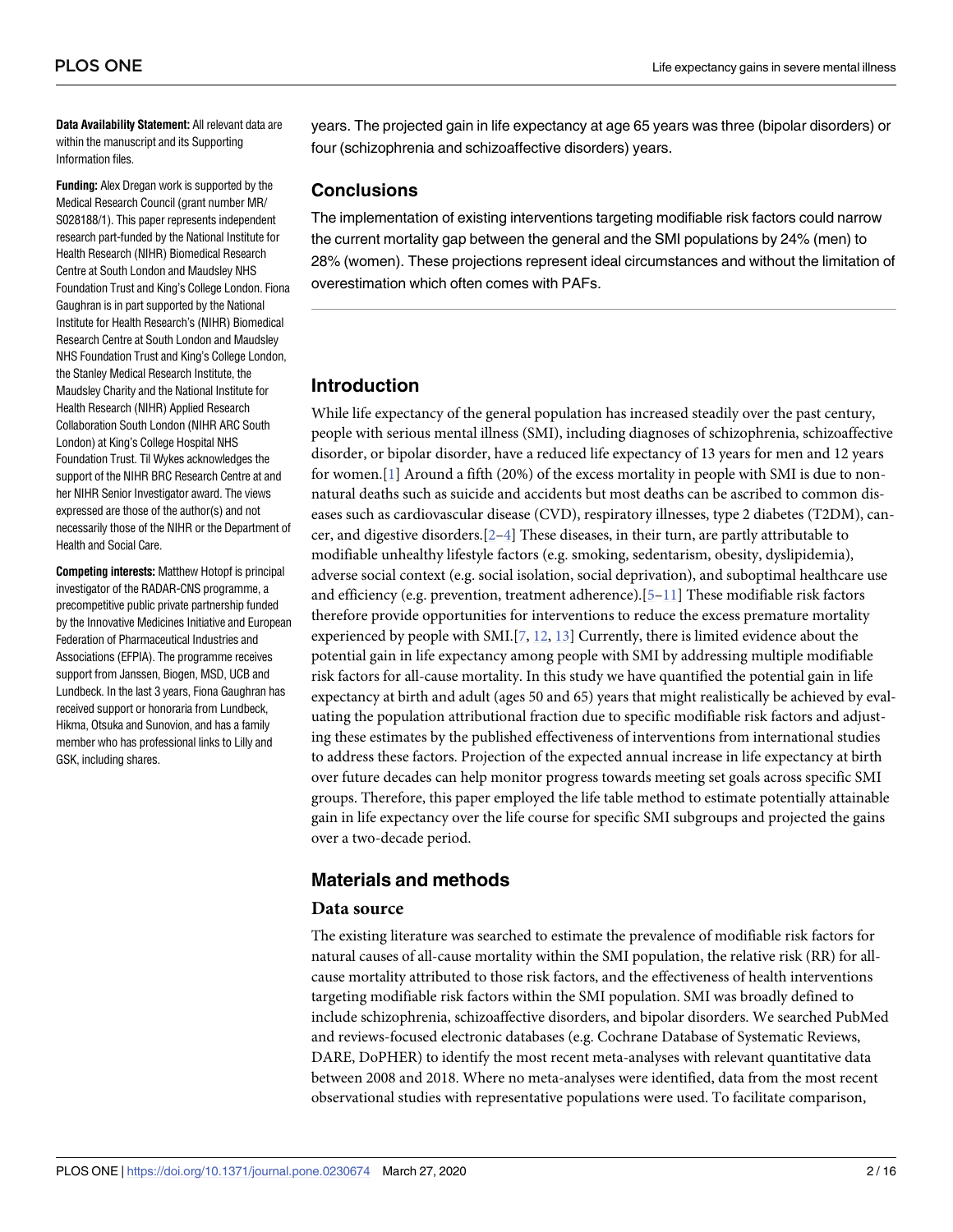**Data Availability Statement:** All relevant data are within the manuscript and its Supporting Information files.

**Funding:** Alex Dregan work is supported by the Medical Research Council (grant number MR/S028188/1). This paper represents independent research part-funded by the National Institute for Health Research (NIHR) Biomedical Research Centre at South London and Maudsley NHS Foundation Trust and King's College London. Fiona Gaughran is in part supported by the National Institute for Health Research's (NIHR) Biomedical Research Centre at South London and Maudsley NHS Foundation Trust and King's College London, the Stanley Medical Research Institute, the Maudsley Charity and the National Institute for Health Research (NIHR) Applied Research Collaboration South London (NIHR ARC South London) at King's College Hospital NHS Foundation Trust. Til Wykes acknowledges the support of the NIHR BRC Research Centre at and her NIHR Senior Investigator award. The views expressed are those of the author(s) and not necessarily those of the NIHR or the Department of Health and Social Care.

**Competing interests:** Matthew Hotopf is principal investigator of the RADAR-CNS programme, a precompetitive public private partnership funded by the Innovative Medicines Initiative and European Federation of Pharmaceutical Industries and Associations (EFPIA). The programme receives support from Janssen, Biogen, MSD, UCB and Lundbeck. In the last 3 years, Fiona Gaughran has received support or honoraria from Lundbeck, Hikma, Otsuka and Sunovion, and has a family member who has professional links to Lilly and GSK, including shares.

years. The projected gain in life expectancy at age 65 years was three (bipolar disorders) or four (schizophrenia and schizoaffective disorders) years.

## Conclusions

The implementation of existing interventions targeting modifiable risk factors could narrow the current mortality gap between the general and the SMI populations by 24% (men) to 28% (women). These projections represent ideal circumstances and without the limitation of overestimation which often comes with PAFs.

## Introduction

While life expectancy of the general population has increased steadily over the past century, people with serious mental illness (SMI), including diagnoses of schizophrenia, schizoaffective disorder, or bipolar disorder, have a reduced life expectancy of 13 years for men and 12 years for women.[1] Around a fifth (20%) of the excess mortality in people with SMI is due to non-natural deaths such as suicide and accidents but most deaths can be ascribed to common diseases such as cardiovascular disease (CVD), respiratory illnesses, type 2 diabetes (T2DM), cancer, and digestive disorders.[2–4] These diseases, in their turn, are partly attributable to modifiable unhealthy lifestyle factors (e.g. smoking, sedentarism, obesity, dyslipidemia), adverse social context (e.g. social isolation, social deprivation), and suboptimal healthcare use and efficiency (e.g. prevention, treatment adherence).[5–11] These modifiable risk factors therefore provide opportunities for interventions to reduce the excess premature mortality experienced by people with SMI.[7, 12, 13] Currently, there is limited evidence about the potential gain in life expectancy among people with SMI by addressing multiple modifiable risk factors for all-cause mortality. In this study we have quantified the potential gain in life expectancy at birth and adult (ages 50 and 65) years that might realistically be achieved by evaluating the population attributional fraction due to specific modifiable risk factors and adjusting these estimates by the published effectiveness of interventions from international studies to address these factors. Projection of the expected annual increase in life expectancy at birth over future decades can help monitor progress towards meeting set goals across specific SMI groups. Therefore, this paper employed the life table method to estimate potentially attainable gain in life expectancy over the life course for specific SMI subgroups and projected the gains over a two-decade period.

## Materials and methods

### Data source

The existing literature was searched to estimate the prevalence of modifiable risk factors for natural causes of all-cause mortality within the SMI population, the relative risk (RR) for all-cause mortality attributed to those risk factors, and the effectiveness of health interventions targeting modifiable risk factors within the SMI population. SMI was broadly defined to include schizophrenia, schizoaffective disorders, and bipolar disorders. We searched PubMed and reviews-focused electronic databases (e.g. Cochrane Database of Systematic Reviews, DARE, DoPHER) to identify the most recent meta-analyses with relevant quantitative data between 2008 and 2018. Where no meta-analyses were identified, data from the most recent observational studies with representative populations were used. To facilitate comparison,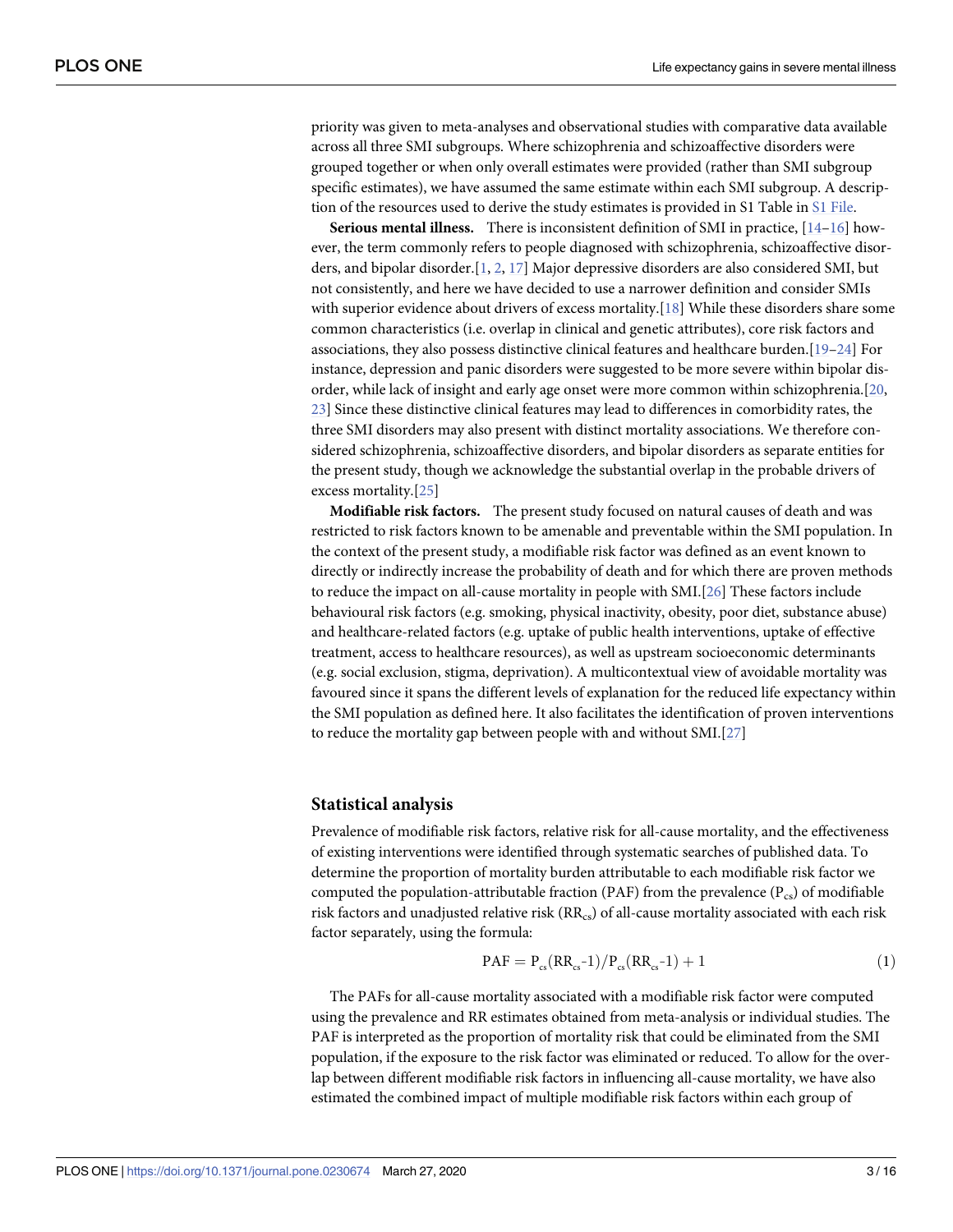priority was given to meta-analyses and observational studies with comparative data available across all three SMI subgroups. Where schizophrenia and schizoaffective disorders were grouped together or when only overall estimates were provided (rather than SMI subgroup specific estimates), we have assumed the same estimate within each SMI subgroup. A description of the resources used to derive the study estimates is provided in S1 Table in S1 File.

**Serious mental illness.** There is inconsistent definition of SMI in practice, [14–16] however, the term commonly refers to people diagnosed with schizophrenia, schizoaffective disorders, and bipolar disorder.[1, 2, 17] Major depressive disorders are also considered SMI, but not consistently, and here we have decided to use a narrower definition and consider SMIs with superior evidence about drivers of excess mortality.[18] While these disorders share some common characteristics (i.e. overlap in clinical and genetic attributes), core risk factors and associations, they also possess distinctive clinical features and healthcare burden.[19–24] For instance, depression and panic disorders were suggested to be more severe within bipolar disorder, while lack of insight and early age onset were more common within schizophrenia.[20, 23] Since these distinctive clinical features may lead to differences in comorbidity rates, the three SMI disorders may also present with distinct mortality associations. We therefore considered schizophrenia, schizoaffective disorders, and bipolar disorders as separate entities for the present study, though we acknowledge the substantial overlap in the probable drivers of excess mortality.[25]

**Modifiable risk factors.** The present study focused on natural causes of death and was restricted to risk factors known to be amenable and preventable within the SMI population. In the context of the present study, a modifiable risk factor was defined as an event known to directly or indirectly increase the probability of death and for which there are proven methods to reduce the impact on all-cause mortality in people with SMI.[26] These factors include behavioural risk factors (e.g. smoking, physical inactivity, obesity, poor diet, substance abuse) and healthcare-related factors (e.g. uptake of public health interventions, uptake of effective treatment, access to healthcare resources), as well as upstream socioeconomic determinants (e.g. social exclusion, stigma, deprivation). A multicontextual view of avoidable mortality was favoured since it spans the different levels of explanation for the reduced life expectancy within the SMI population as defined here. It also facilitates the identification of proven interventions to reduce the mortality gap between people with and without SMI.[27]

## Statistical analysis

Prevalence of modifiable risk factors, relative risk for all-cause mortality, and the effectiveness of existing interventions were identified through systematic searches of published data. To determine the proportion of mortality burden attributable to each modifiable risk factor we computed the population-attributable fraction (PAF) from the prevalence ($P_{cs}$) of modifiable risk factors and unadjusted relative risk ($RR_{cs}$) of all-cause mortality associated with each risk factor separately, using the formula:

$$PAF = P_{cs}(RR_{cs}\text{-}1)/P_{cs}(RR_{cs}\text{-}1) + 1 \tag{1}$$

The PAFs for all-cause mortality associated with a modifiable risk factor were computed using the prevalence and RR estimates obtained from meta-analysis or individual studies. The PAF is interpreted as the proportion of mortality risk that could be eliminated from the SMI population, if the exposure to the risk factor was eliminated or reduced. To allow for the overlap between different modifiable risk factors in influencing all-cause mortality, we have also estimated the combined impact of multiple modifiable risk factors within each group of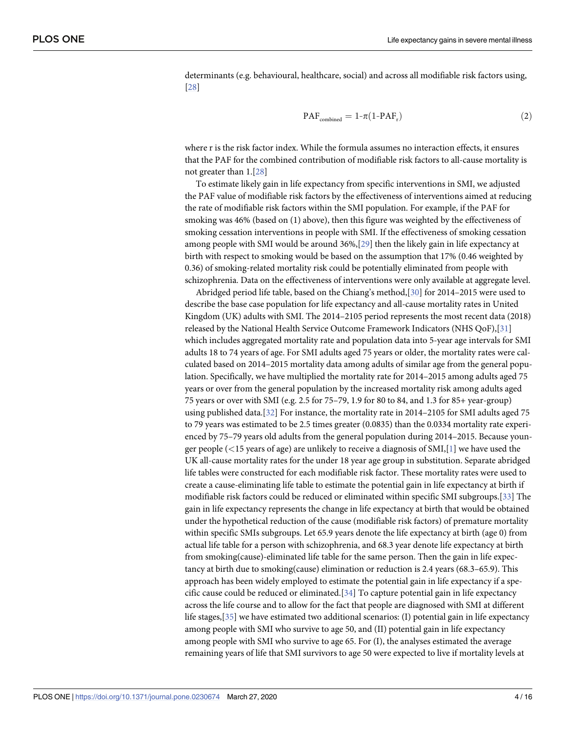determinants (e.g. behavioural, healthcare, social) and across all modifiable risk factors using,[28]

$$\mathrm{PAF}_{\mathrm{combined}} = 1\text{-}\pi(1\text{-}\mathrm{PAF}_{r}) \tag{2}$$

where r is the risk factor index. While the formula assumes no interaction effects, it ensures that the PAF for the combined contribution of modifiable risk factors to all-cause mortality is not greater than 1.[28]

To estimate likely gain in life expectancy from specific interventions in SMI, we adjusted the PAF value of modifiable risk factors by the effectiveness of interventions aimed at reducing the rate of modifiable risk factors within the SMI population. For example, if the PAF for smoking was 46% (based on (1) above), then this figure was weighted by the effectiveness of smoking cessation interventions in people with SMI. If the effectiveness of smoking cessation among people with SMI would be around 36%,[29] then the likely gain in life expectancy at birth with respect to smoking would be based on the assumption that 17% (0.46 weighted by 0.36) of smoking-related mortality risk could be potentially eliminated from people with schizophrenia. Data on the effectiveness of interventions were only available at aggregate level.

Abridged period life table, based on the Chiang's method,[30] for 2014–2015 were used to describe the base case population for life expectancy and all-cause mortality rates in United Kingdom (UK) adults with SMI. The 2014–2105 period represents the most recent data (2018) released by the National Health Service Outcome Framework Indicators (NHS QoF),[31] which includes aggregated mortality rate and population data into 5-year age intervals for SMI adults 18 to 74 years of age. For SMI adults aged 75 years or older, the mortality rates were calculated based on 2014–2015 mortality data among adults of similar age from the general population. Specifically, we have multiplied the mortality rate for 2014–2015 among adults aged 75 years or over from the general population by the increased mortality risk among adults aged 75 years or over with SMI (e.g. 2.5 for 75–79, 1.9 for 80 to 84, and 1.3 for 85+ year-group) using published data.[32] For instance, the mortality rate in 2014–2105 for SMI adults aged 75 to 79 years was estimated to be 2.5 times greater (0.0835) than the 0.0334 mortality rate experienced by 75–79 years old adults from the general population during 2014–2015. Because younger people (<15 years of age) are unlikely to receive a diagnosis of SMI,[1] we have used the UK all-cause mortality rates for the under 18 year age group in substitution. Separate abridged life tables were constructed for each modifiable risk factor. These mortality rates were used to create a cause-eliminating life table to estimate the potential gain in life expectancy at birth if modifiable risk factors could be reduced or eliminated within specific SMI subgroups.[33] The gain in life expectancy represents the change in life expectancy at birth that would be obtained under the hypothetical reduction of the cause (modifiable risk factors) of premature mortality within specific SMIs subgroups. Let 65.9 years denote the life expectancy at birth (age 0) from actual life table for a person with schizophrenia, and 68.3 year denote life expectancy at birth from smoking(cause)-eliminated life table for the same person. Then the gain in life expectancy at birth due to smoking(cause) elimination or reduction is 2.4 years (68.3–65.9). This approach has been widely employed to estimate the potential gain in life expectancy if a specific cause could be reduced or eliminated.[34] To capture potential gain in life expectancy across the life course and to allow for the fact that people are diagnosed with SMI at different life stages,[35] we have estimated two additional scenarios: (I) potential gain in life expectancy among people with SMI who survive to age 50, and (II) potential gain in life expectancy among people with SMI who survive to age 65. For (I), the analyses estimated the average remaining years of life that SMI survivors to age 50 were expected to live if mortality levels at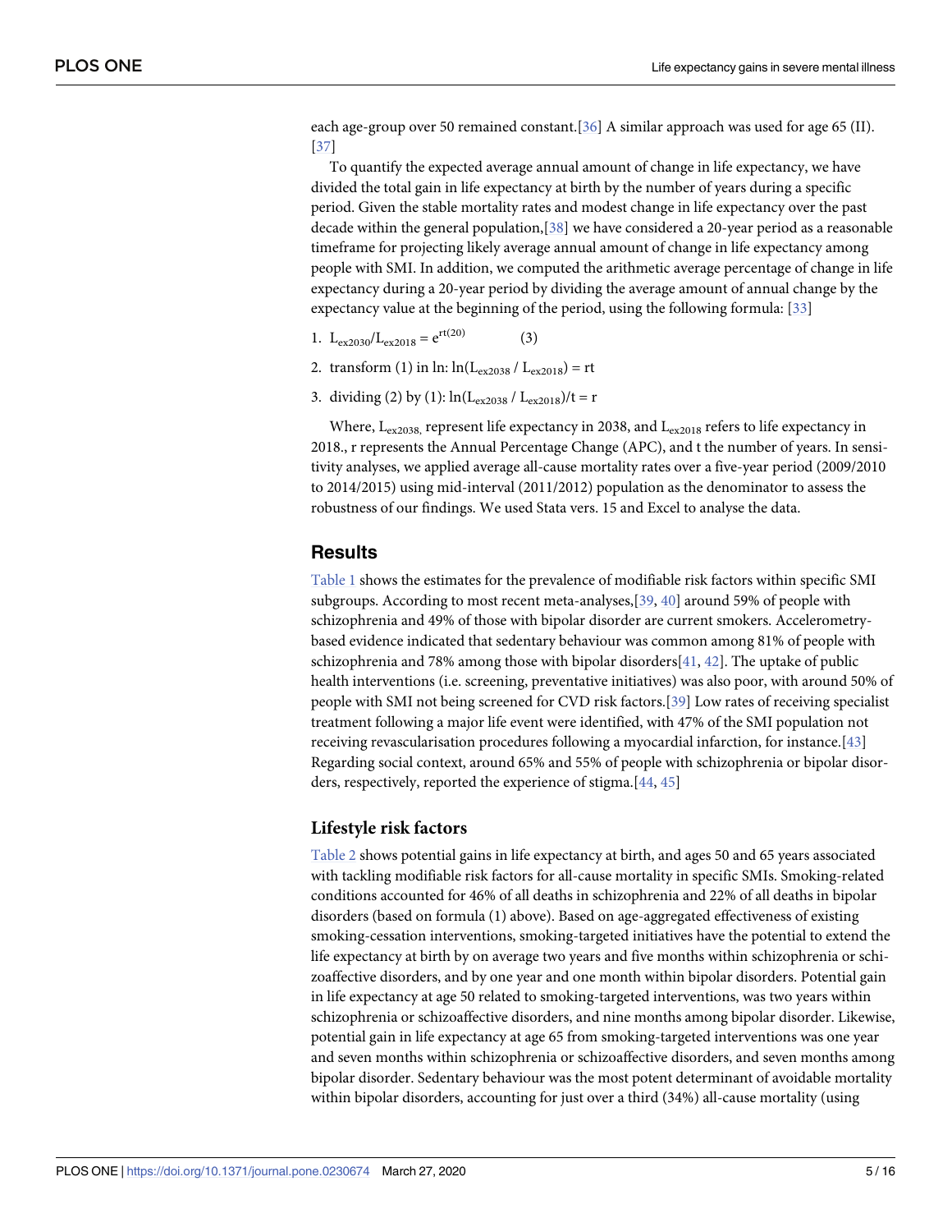each age-group over 50 remained constant.[36] A similar approach was used for age 65 (II).[37]

To quantify the expected average annual amount of change in life expectancy, we have divided the total gain in life expectancy at birth by the number of years during a specific period. Given the stable mortality rates and modest change in life expectancy over the past decade within the general population,[38] we have considered a 20-year period as a reasonable timeframe for projecting likely average annual amount of change in life expectancy among people with SMI. In addition, we computed the arithmetic average percentage of change in life expectancy during a 20-year period by dividing the average amount of annual change by the expectancy value at the beginning of the period, using the following formula: [33]

1. $L_{ex2030}/L_{ex2018} = e^{rt(20)}$ (3)
2. transform (1) in ln: $\ln(L_{ex2038} / L_{ex2018}) = rt$
3. dividing (2) by (1): $\ln(L_{ex2038} / L_{ex2018})/t = r$

Where, $L_{ex2038,}$ represent life expectancy in 2038, and $L_{ex2018}$ refers to life expectancy in 2018., r represents the Annual Percentage Change (APC), and t the number of years. In sensitivity analyses, we applied average all-cause mortality rates over a five-year period (2009/2010 to 2014/2015) using mid-interval (2011/2012) population as the denominator to assess the robustness of our findings. We used Stata vers. 15 and Excel to analyse the data.

## Results

Table 1 shows the estimates for the prevalence of modifiable risk factors within specific SMI subgroups. According to most recent meta-analyses,[39, 40] around 59% of people with schizophrenia and 49% of those with bipolar disorder are current smokers. Accelerometry-based evidence indicated that sedentary behaviour was common among 81% of people with schizophrenia and 78% among those with bipolar disorders[41, 42]. The uptake of public health interventions (i.e. screening, preventative initiatives) was also poor, with around 50% of people with SMI not being screened for CVD risk factors.[39] Low rates of receiving specialist treatment following a major life event were identified, with 47% of the SMI population not receiving revascularisation procedures following a myocardial infarction, for instance.[43] Regarding social context, around 65% and 55% of people with schizophrenia or bipolar disorders, respectively, reported the experience of stigma.[44, 45]

### Lifestyle risk factors

Table 2 shows potential gains in life expectancy at birth, and ages 50 and 65 years associated with tackling modifiable risk factors for all-cause mortality in specific SMIs. Smoking-related conditions accounted for 46% of all deaths in schizophrenia and 22% of all deaths in bipolar disorders (based on formula (1) above). Based on age-aggregated effectiveness of existing smoking-cessation interventions, smoking-targeted initiatives have the potential to extend the life expectancy at birth by on average two years and five months within schizophrenia or schizoaffective disorders, and by one year and one month within bipolar disorders. Potential gain in life expectancy at age 50 related to smoking-targeted interventions, was two years within schizophrenia or schizoaffective disorders, and nine months among bipolar disorder. Likewise, potential gain in life expectancy at age 65 from smoking-targeted interventions was one year and seven months within schizophrenia or schizoaffective disorders, and seven months among bipolar disorder. Sedentary behaviour was the most potent determinant of avoidable mortality within bipolar disorders, accounting for just over a third (34%) all-cause mortality (using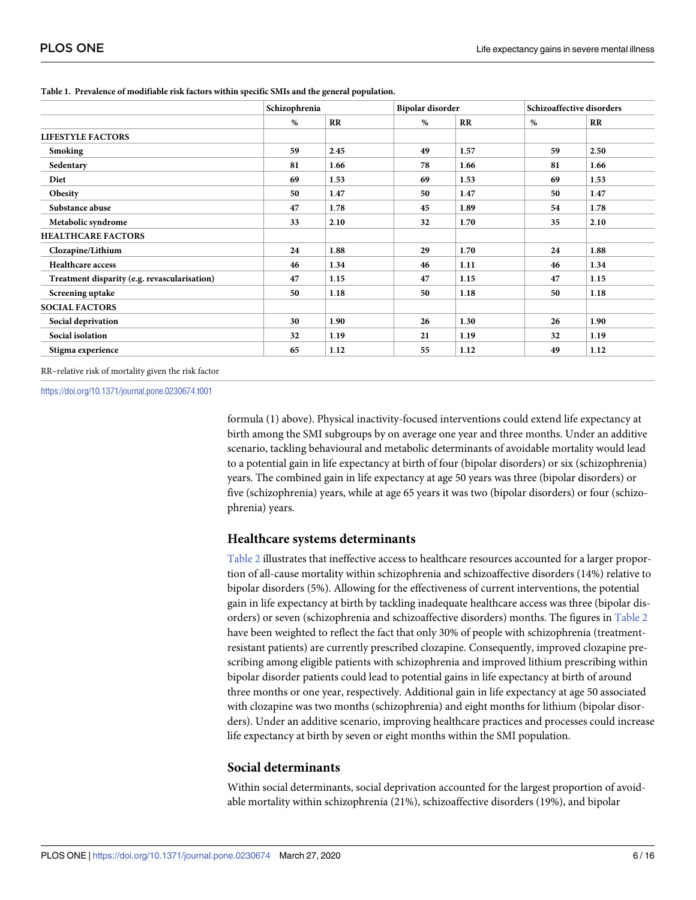**Table 1. Prevalence of modifiable risk factors within specific SMIs and the general population.**

| | Schizophrenia | | Bipolar disorder | | Schizoaffective disorders | |
|---|---|---|---|---|---|---|
| | % | RR | % | RR | % | RR |
| **LIFESTYLE FACTORS** | | | | | | |
| **Smoking** | 59 | 2.45 | 49 | 1.57 | 59 | 2.50 |
| **Sedentary** | 81 | 1.66 | 78 | 1.66 | 81 | 1.66 |
| **Diet** | 69 | 1.53 | 69 | 1.53 | 69 | 1.53 |
| **Obesity** | 50 | 1.47 | 50 | 1.47 | 50 | 1.47 |
| **Substance abuse** | 47 | 1.78 | 45 | 1.89 | 54 | 1.78 |
| **Metabolic syndrome** | 33 | 2.10 | 32 | 1.70 | 35 | 2.10 |
| **HEALTHCARE FACTORS** | | | | | | |
| **Clozapine/Lithium** | 24 | 1.88 | 29 | 1.70 | 24 | 1.88 |
| **Healthcare access** | 46 | 1.34 | 46 | 1.11 | 46 | 1.34 |
| **Treatment disparity (e.g. revascularisation)** | 47 | 1.15 | 47 | 1.15 | 47 | 1.15 |
| **Screening uptake** | 50 | 1.18 | 50 | 1.18 | 50 | 1.18 |
| **SOCIAL FACTORS** | | | | | | |
| **Social deprivation** | 30 | 1.90 | 26 | 1.30 | 26 | 1.90 |
| **Social isolation** | 32 | 1.19 | 21 | 1.19 | 32 | 1.19 |
| **Stigma experience** | 65 | 1.12 | 55 | 1.12 | 49 | 1.12 |

RR–relative risk of mortality given the risk factor

https://doi.org/10.1371/journal.pone.0230674.t001

formula (1) above). Physical inactivity-focused interventions could extend life expectancy at birth among the SMI subgroups by on average one year and three months. Under an additive scenario, tackling behavioural and metabolic determinants of avoidable mortality would lead to a potential gain in life expectancy at birth of four (bipolar disorders) or six (schizophrenia) years. The combined gain in life expectancy at age 50 years was three (bipolar disorders) or five (schizophrenia) years, while at age 65 years it was two (bipolar disorders) or four (schizophrenia) years.

### Healthcare systems determinants

Table 2 illustrates that ineffective access to healthcare resources accounted for a larger proportion of all-cause mortality within schizophrenia and schizoaffective disorders (14%) relative to bipolar disorders (5%). Allowing for the effectiveness of current interventions, the potential gain in life expectancy at birth by tackling inadequate healthcare access was three (bipolar disorders) or seven (schizophrenia and schizoaffective disorders) months. The figures in Table 2 have been weighted to reflect the fact that only 30% of people with schizophrenia (treatment-resistant patients) are currently prescribed clozapine. Consequently, improved clozapine prescribing among eligible patients with schizophrenia and improved lithium prescribing within bipolar disorder patients could lead to potential gains in life expectancy at birth of around three months or one year, respectively. Additional gain in life expectancy at age 50 associated with clozapine was two months (schizophrenia) and eight months for lithium (bipolar disorders). Under an additive scenario, improving healthcare practices and processes could increase life expectancy at birth by seven or eight months within the SMI population.

### Social determinants

Within social determinants, social deprivation accounted for the largest proportion of avoidable mortality within schizophrenia (21%), schizoaffective disorders (19%), and bipolar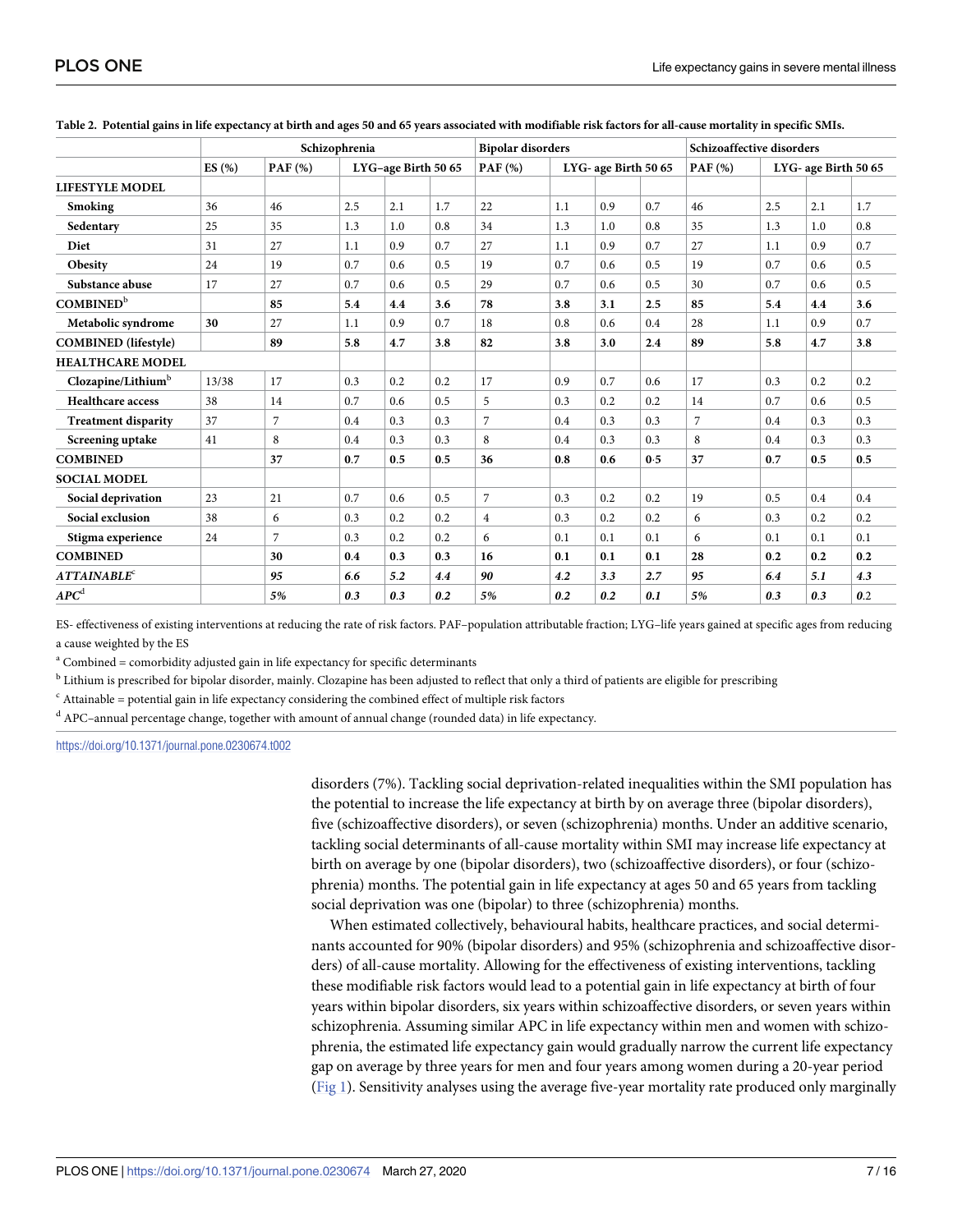**Table 2. Potential gains in life expectancy at birth and ages 50 and 65 years associated with modifiable risk factors for all-cause mortality in specific SMIs.**

| | Schizophrenia | | | | | Bipolar disorders | | | | Schizoaffective disorders | | | |
|---|---|---|---|---|---|---|---|---|---|---|---|---|---|
| | ES (%) | PAF (%) | LYG–age Birth 50 65 | | | PAF (%) | LYG- age Birth 50 65 | | | PAF (%) | LYG- age Birth 50 65 | | |
| **LIFESTYLE MODEL** | | | | | | | | | | | | | |
| **Smoking** | 36 | 46 | 2.5 | 2.1 | 1.7 | 22 | 1.1 | 0.9 | 0.7 | 46 | 2.5 | 2.1 | 1.7 |
| **Sedentary** | 25 | 35 | 1.3 | 1.0 | 0.8 | 34 | 1.3 | 1.0 | 0.8 | 35 | 1.3 | 1.0 | 0.8 |
| **Diet** | 31 | 27 | 1.1 | 0.9 | 0.7 | 27 | 1.1 | 0.9 | 0.7 | 27 | 1.1 | 0.9 | 0.7 |
| **Obesity** | 24 | 19 | 0.7 | 0.6 | 0.5 | 19 | 0.7 | 0.6 | 0.5 | 19 | 0.7 | 0.6 | 0.5 |
| **Substance abuse** | 17 | 27 | 0.7 | 0.6 | 0.5 | 29 | 0.7 | 0.6 | 0.5 | 30 | 0.7 | 0.6 | 0.5 |
| **COMBINED**[b] | | **85** | **5.4** | **4.4** | **3.6** | **78** | **3.8** | **3.1** | **2.5** | **85** | **5.4** | **4.4** | **3.6** |
| **Metabolic syndrome** | **30** | 27 | 1.1 | 0.9 | 0.7 | 18 | 0.8 | 0.6 | 0.4 | 28 | 1.1 | 0.9 | 0.7 |
| **COMBINED (lifestyle)** | | **89** | **5.8** | **4.7** | **3.8** | **82** | **3.8** | **3.0** | **2.4** | **89** | **5.8** | **4.7** | **3.8** |
| **HEALTHCARE MODEL** | | | | | | | | | | | | | |
| **Clozapine/Lithium**[b] | 13/38 | 17 | 0.3 | 0.2 | 0.2 | 17 | 0.9 | 0.7 | 0.6 | 17 | 0.3 | 0.2 | 0.2 |
| **Healthcare access** | 38 | 14 | 0.7 | 0.6 | 0.5 | 5 | 0.3 | 0.2 | 0.2 | 14 | 0.7 | 0.6 | 0.5 |
| **Treatment disparity** | 37 | 7 | 0.4 | 0.3 | 0.3 | 7 | 0.4 | 0.3 | 0.3 | 7 | 0.4 | 0.3 | 0.3 |
| **Screening uptake** | 41 | 8 | 0.4 | 0.3 | 0.3 | 8 | 0.4 | 0.3 | 0.3 | 8 | 0.4 | 0.3 | 0.3 |
| **COMBINED** | | **37** | **0.7** | **0.5** | **0.5** | **36** | **0.8** | **0.6** | **0·5** | **37** | **0.7** | **0.5** | **0.5** |
| **SOCIAL MODEL** | | | | | | | | | | | | | |
| **Social deprivation** | 23 | 21 | 0.7 | 0.6 | 0.5 | 7 | 0.3 | 0.2 | 0.2 | 19 | 0.5 | 0.4 | 0.4 |
| **Social exclusion** | 38 | 6 | 0.3 | 0.2 | 0.2 | 4 | 0.3 | 0.2 | 0.2 | 6 | 0.3 | 0.2 | 0.2 |
| **Stigma experience** | 24 | 7 | 0.3 | 0.2 | 0.2 | 6 | 0.1 | 0.1 | 0.1 | 6 | 0.1 | 0.1 | 0.1 |
| **COMBINED** | | **30** | **0.4** | **0.3** | **0.3** | **16** | **0.1** | **0.1** | **0.1** | **28** | **0.2** | **0.2** | **0.2** |
| ***ATTAINABLE***[c] | | ***95*** | ***6.6*** | ***5.2*** | ***4.4*** | ***90*** | ***4.2*** | ***3.3*** | ***2.7*** | ***95*** | ***6.4*** | ***5.1*** | ***4.3*** |
| ***APC***[d] | | ***5%*** | ***0.3*** | ***0.3*** | ***0.2*** | ***5%*** | ***0.2*** | ***0.2*** | ***0.1*** | ***5%*** | ***0.3*** | ***0.3*** | ***0.2*** |

ES- effectiveness of existing interventions at reducing the rate of risk factors. PAF–population attributable fraction; LYG–life years gained at specific ages from reducing a cause weighted by the ES

[a] Combined = comorbidity adjusted gain in life expectancy for specific determinants

[b] Lithium is prescribed for bipolar disorder, mainly. Clozapine has been adjusted to reflect that only a third of patients are eligible for prescribing

[c] Attainable = potential gain in life expectancy considering the combined effect of multiple risk factors

[d] APC–annual percentage change, together with amount of annual change (rounded data) in life expectancy.

https://doi.org/10.1371/journal.pone.0230674.t002

disorders (7%). Tackling social deprivation-related inequalities within the SMI population has the potential to increase the life expectancy at birth by on average three (bipolar disorders), five (schizoaffective disorders), or seven (schizophrenia) months. Under an additive scenario, tackling social determinants of all-cause mortality within SMI may increase life expectancy at birth on average by one (bipolar disorders), two (schizoaffective disorders), or four (schizophrenia) months. The potential gain in life expectancy at ages 50 and 65 years from tackling social deprivation was one (bipolar) to three (schizophrenia) months.

When estimated collectively, behavioural habits, healthcare practices, and social determinants accounted for 90% (bipolar disorders) and 95% (schizophrenia and schizoaffective disorders) of all-cause mortality. Allowing for the effectiveness of existing interventions, tackling these modifiable risk factors would lead to a potential gain in life expectancy at birth of four years within bipolar disorders, six years within schizoaffective disorders, or seven years within schizophrenia. Assuming similar APC in life expectancy within men and women with schizophrenia, the estimated life expectancy gain would gradually narrow the current life expectancy gap on average by three years for men and four years among women during a 20-year period (Fig 1). Sensitivity analyses using the average five-year mortality rate produced only marginally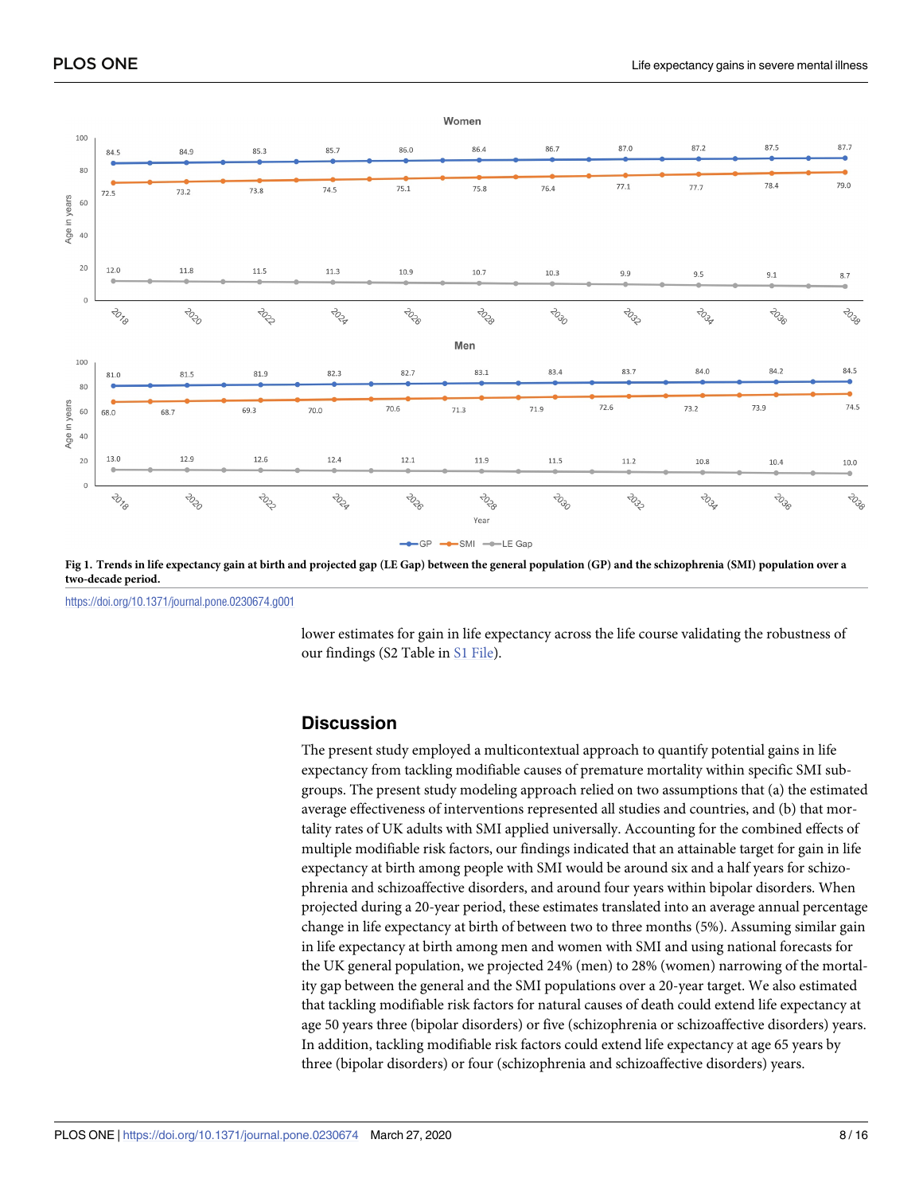**Fig 1. Trends in life expectancy gain at birth and projected gap (LE Gap) between the general population (GP) and the schizophrenia (SMI) population over a two-decade period.**

https://doi.org/10.1371/journal.pone.0230674.g001

lower estimates for gain in life expectancy across the life course validating the robustness of our findings (S2 Table in S1 File).

## Discussion

The present study employed a multicontextual approach to quantify potential gains in life expectancy from tackling modifiable causes of premature mortality within specific SMI subgroups. The present study modeling approach relied on two assumptions that (a) the estimated average effectiveness of interventions represented all studies and countries, and (b) that mortality rates of UK adults with SMI applied universally. Accounting for the combined effects of multiple modifiable risk factors, our findings indicated that an attainable target for gain in life expectancy at birth among people with SMI would be around six and a half years for schizophrenia and schizoaffective disorders, and around four years within bipolar disorders. When projected during a 20-year period, these estimates translated into an average annual percentage change in life expectancy at birth of between two to three months (5%). Assuming similar gain in life expectancy at birth among men and women with SMI and using national forecasts for the UK general population, we projected 24% (men) to 28% (women) narrowing of the mortality gap between the general and the SMI populations over a 20-year target. We also estimated that tackling modifiable risk factors for natural causes of death could extend life expectancy at age 50 years three (bipolar disorders) or five (schizophrenia or schizoaffective disorders) years. In addition, tackling modifiable risk factors could extend life expectancy at age 65 years by three (bipolar disorders) or four (schizophrenia and schizoaffective disorders) years.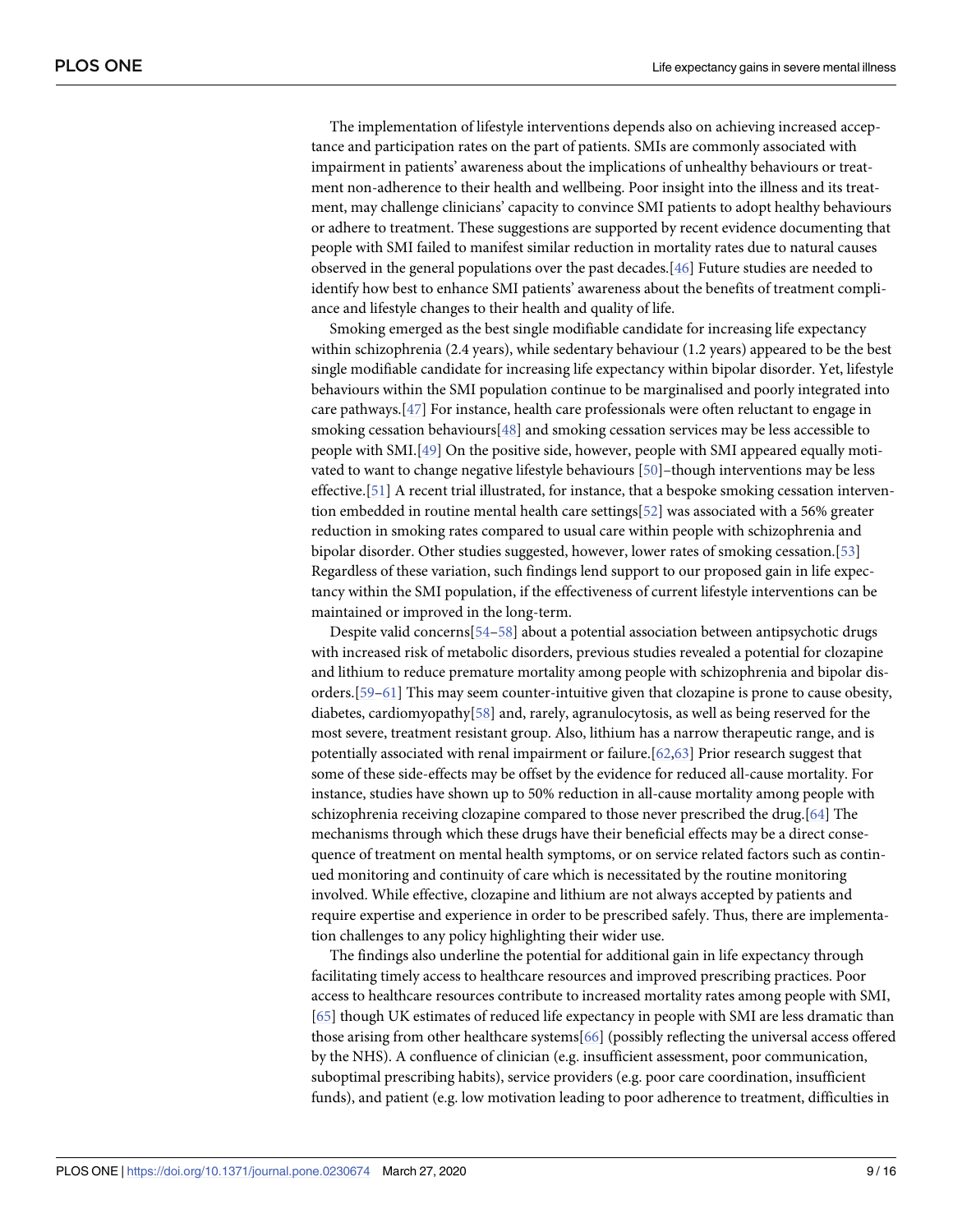The implementation of lifestyle interventions depends also on achieving increased acceptance and participation rates on the part of patients. SMIs are commonly associated with impairment in patients' awareness about the implications of unhealthy behaviours or treatment non-adherence to their health and wellbeing. Poor insight into the illness and its treatment, may challenge clinicians' capacity to convince SMI patients to adopt healthy behaviours or adhere to treatment. These suggestions are supported by recent evidence documenting that people with SMI failed to manifest similar reduction in mortality rates due to natural causes observed in the general populations over the past decades.[46] Future studies are needed to identify how best to enhance SMI patients' awareness about the benefits of treatment compliance and lifestyle changes to their health and quality of life.

Smoking emerged as the best single modifiable candidate for increasing life expectancy within schizophrenia (2.4 years), while sedentary behaviour (1.2 years) appeared to be the best single modifiable candidate for increasing life expectancy within bipolar disorder. Yet, lifestyle behaviours within the SMI population continue to be marginalised and poorly integrated into care pathways.[47] For instance, health care professionals were often reluctant to engage in smoking cessation behaviours[48] and smoking cessation services may be less accessible to people with SMI.[49] On the positive side, however, people with SMI appeared equally motivated to want to change negative lifestyle behaviours [50]–though interventions may be less effective.[51] A recent trial illustrated, for instance, that a bespoke smoking cessation intervention embedded in routine mental health care settings[52] was associated with a 56% greater reduction in smoking rates compared to usual care within people with schizophrenia and bipolar disorder. Other studies suggested, however, lower rates of smoking cessation.[53] Regardless of these variation, such findings lend support to our proposed gain in life expectancy within the SMI population, if the effectiveness of current lifestyle interventions can be maintained or improved in the long-term.

Despite valid concerns[54–58] about a potential association between antipsychotic drugs with increased risk of metabolic disorders, previous studies revealed a potential for clozapine and lithium to reduce premature mortality among people with schizophrenia and bipolar disorders.[59–61] This may seem counter-intuitive given that clozapine is prone to cause obesity, diabetes, cardiomyopathy[58] and, rarely, agranulocytosis, as well as being reserved for the most severe, treatment resistant group. Also, lithium has a narrow therapeutic range, and is potentially associated with renal impairment or failure.[62,63] Prior research suggest that some of these side-effects may be offset by the evidence for reduced all-cause mortality. For instance, studies have shown up to 50% reduction in all-cause mortality among people with schizophrenia receiving clozapine compared to those never prescribed the drug.[64] The mechanisms through which these drugs have their beneficial effects may be a direct consequence of treatment on mental health symptoms, or on service related factors such as continued monitoring and continuity of care which is necessitated by the routine monitoring involved. While effective, clozapine and lithium are not always accepted by patients and require expertise and experience in order to be prescribed safely. Thus, there are implementation challenges to any policy highlighting their wider use.

The findings also underline the potential for additional gain in life expectancy through facilitating timely access to healthcare resources and improved prescribing practices. Poor access to healthcare resources contribute to increased mortality rates among people with SMI, [65] though UK estimates of reduced life expectancy in people with SMI are less dramatic than those arising from other healthcare systems[66] (possibly reflecting the universal access offered by the NHS). A confluence of clinician (e.g. insufficient assessment, poor communication, suboptimal prescribing habits), service providers (e.g. poor care coordination, insufficient funds), and patient (e.g. low motivation leading to poor adherence to treatment, difficulties in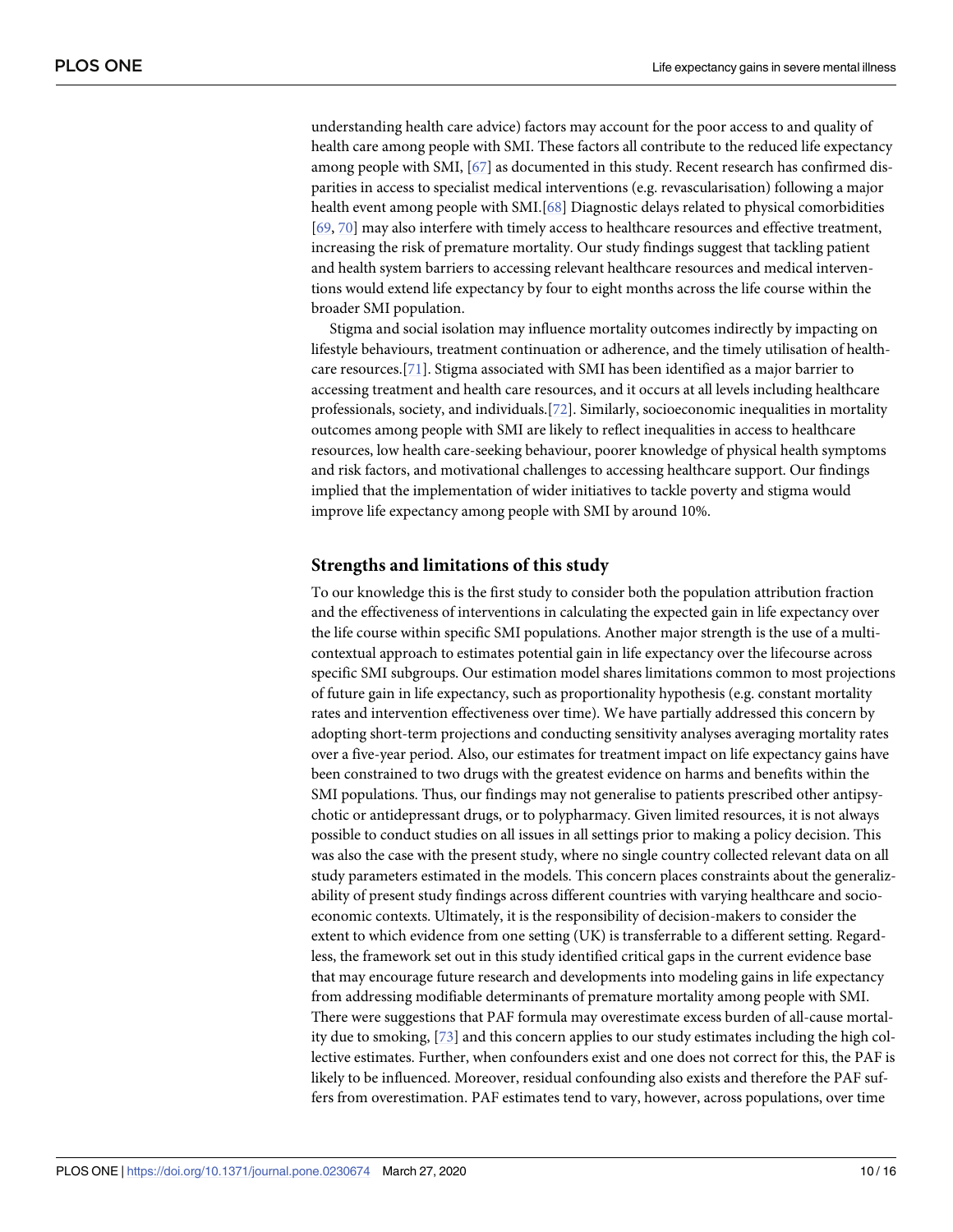understanding health care advice) factors may account for the poor access to and quality of health care among people with SMI. These factors all contribute to the reduced life expectancy among people with SMI, [67] as documented in this study. Recent research has confirmed disparities in access to specialist medical interventions (e.g. revascularisation) following a major health event among people with SMI.[68] Diagnostic delays related to physical comorbidities [69, 70] may also interfere with timely access to healthcare resources and effective treatment, increasing the risk of premature mortality. Our study findings suggest that tackling patient and health system barriers to accessing relevant healthcare resources and medical interventions would extend life expectancy by four to eight months across the life course within the broader SMI population.

Stigma and social isolation may influence mortality outcomes indirectly by impacting on lifestyle behaviours, treatment continuation or adherence, and the timely utilisation of healthcare resources.[71]. Stigma associated with SMI has been identified as a major barrier to accessing treatment and health care resources, and it occurs at all levels including healthcare professionals, society, and individuals.[72]. Similarly, socioeconomic inequalities in mortality outcomes among people with SMI are likely to reflect inequalities in access to healthcare resources, low health care-seeking behaviour, poorer knowledge of physical health symptoms and risk factors, and motivational challenges to accessing healthcare support. Our findings implied that the implementation of wider initiatives to tackle poverty and stigma would improve life expectancy among people with SMI by around 10%.

## Strengths and limitations of this study

To our knowledge this is the first study to consider both the population attribution fraction and the effectiveness of interventions in calculating the expected gain in life expectancy over the life course within specific SMI populations. Another major strength is the use of a multi-contextual approach to estimates potential gain in life expectancy over the lifecourse across specific SMI subgroups. Our estimation model shares limitations common to most projections of future gain in life expectancy, such as proportionality hypothesis (e.g. constant mortality rates and intervention effectiveness over time). We have partially addressed this concern by adopting short-term projections and conducting sensitivity analyses averaging mortality rates over a five-year period. Also, our estimates for treatment impact on life expectancy gains have been constrained to two drugs with the greatest evidence on harms and benefits within the SMI populations. Thus, our findings may not generalise to patients prescribed other antipsychotic or antidepressant drugs, or to polypharmacy. Given limited resources, it is not always possible to conduct studies on all issues in all settings prior to making a policy decision. This was also the case with the present study, where no single country collected relevant data on all study parameters estimated in the models. This concern places constraints about the generalizability of present study findings across different countries with varying healthcare and socioeconomic contexts. Ultimately, it is the responsibility of decision-makers to consider the extent to which evidence from one setting (UK) is transferrable to a different setting. Regardless, the framework set out in this study identified critical gaps in the current evidence base that may encourage future research and developments into modeling gains in life expectancy from addressing modifiable determinants of premature mortality among people with SMI. There were suggestions that PAF formula may overestimate excess burden of all-cause mortality due to smoking, [73] and this concern applies to our study estimates including the high collective estimates. Further, when confounders exist and one does not correct for this, the PAF is likely to be influenced. Moreover, residual confounding also exists and therefore the PAF suffers from overestimation. PAF estimates tend to vary, however, across populations, over time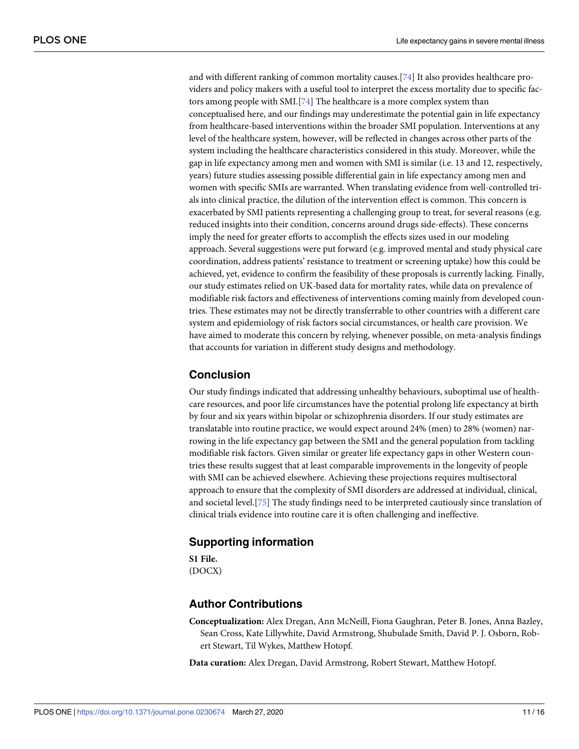and with different ranking of common mortality causes.[74] It also provides healthcare providers and policy makers with a useful tool to interpret the excess mortality due to specific factors among people with SMI.[74] The healthcare is a more complex system than conceptualised here, and our findings may underestimate the potential gain in life expectancy from healthcare-based interventions within the broader SMI population. Interventions at any level of the healthcare system, however, will be reflected in changes across other parts of the system including the healthcare characteristics considered in this study. Moreover, while the gap in life expectancy among men and women with SMI is similar (i.e. 13 and 12, respectively, years) future studies assessing possible differential gain in life expectancy among men and women with specific SMIs are warranted. When translating evidence from well-controlled trials into clinical practice, the dilution of the intervention effect is common. This concern is exacerbated by SMI patients representing a challenging group to treat, for several reasons (e.g. reduced insights into their condition, concerns around drugs side-effects). These concerns imply the need for greater efforts to accomplish the effects sizes used in our modeling approach. Several suggestions were put forward (e.g. improved mental and study physical care coordination, address patients' resistance to treatment or screening uptake) how this could be achieved, yet, evidence to confirm the feasibility of these proposals is currently lacking. Finally, our study estimates relied on UK-based data for mortality rates, while data on prevalence of modifiable risk factors and effectiveness of interventions coming mainly from developed countries. These estimates may not be directly transferrable to other countries with a different care system and epidemiology of risk factors social circumstances, or health care provision. We have aimed to moderate this concern by relying, whenever possible, on meta-analysis findings that accounts for variation in different study designs and methodology.

## Conclusion

Our study findings indicated that addressing unhealthy behaviours, suboptimal use of healthcare resources, and poor life circumstances have the potential prolong life expectancy at birth by four and six years within bipolar or schizophrenia disorders. If our study estimates are translatable into routine practice, we would expect around 24% (men) to 28% (women) narrowing in the life expectancy gap between the SMI and the general population from tackling modifiable risk factors. Given similar or greater life expectancy gaps in other Western countries these results suggest that at least comparable improvements in the longevity of people with SMI can be achieved elsewhere. Achieving these projections requires multisectoral approach to ensure that the complexity of SMI disorders are addressed at individual, clinical, and societal level.[75] The study findings need to be interpreted cautiously since translation of clinical trials evidence into routine care it is often challenging and ineffective.

## Supporting information

**S1 File.**
(DOCX)

## Author Contributions

**Conceptualization:** Alex Dregan, Ann McNeill, Fiona Gaughran, Peter B. Jones, Anna Bazley, Sean Cross, Kate Lillywhite, David Armstrong, Shubulade Smith, David P. J. Osborn, Robert Stewart, Til Wykes, Matthew Hotopf.

**Data curation:** Alex Dregan, David Armstrong, Robert Stewart, Matthew Hotopf.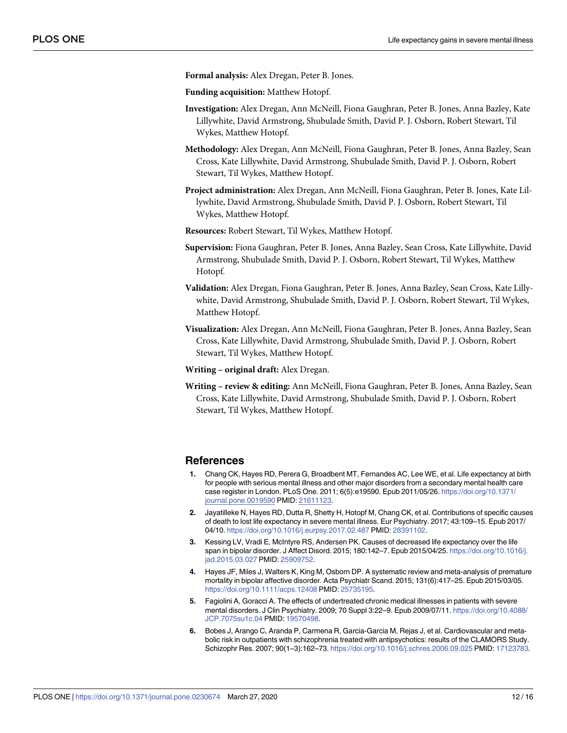**Formal analysis:** Alex Dregan, Peter B. Jones.

**Funding acquisition:** Matthew Hotopf.

**Investigation:** Alex Dregan, Ann McNeill, Fiona Gaughran, Peter B. Jones, Anna Bazley, Kate Lillywhite, David Armstrong, Shubulade Smith, David P. J. Osborn, Robert Stewart, Til Wykes, Matthew Hotopf.

**Methodology:** Alex Dregan, Ann McNeill, Fiona Gaughran, Peter B. Jones, Anna Bazley, Sean Cross, Kate Lillywhite, David Armstrong, Shubulade Smith, David P. J. Osborn, Robert Stewart, Til Wykes, Matthew Hotopf.

**Project administration:** Alex Dregan, Ann McNeill, Fiona Gaughran, Peter B. Jones, Kate Lillywhite, David Armstrong, Shubulade Smith, David P. J. Osborn, Robert Stewart, Til Wykes, Matthew Hotopf.

**Resources:** Robert Stewart, Til Wykes, Matthew Hotopf.

**Supervision:** Fiona Gaughran, Peter B. Jones, Anna Bazley, Sean Cross, Kate Lillywhite, David Armstrong, Shubulade Smith, David P. J. Osborn, Robert Stewart, Til Wykes, Matthew Hotopf.

**Validation:** Alex Dregan, Fiona Gaughran, Peter B. Jones, Anna Bazley, Sean Cross, Kate Lillywhite, David Armstrong, Shubulade Smith, David P. J. Osborn, Robert Stewart, Til Wykes, Matthew Hotopf.

**Visualization:** Alex Dregan, Ann McNeill, Fiona Gaughran, Peter B. Jones, Anna Bazley, Sean Cross, Kate Lillywhite, David Armstrong, Shubulade Smith, David P. J. Osborn, Robert Stewart, Til Wykes, Matthew Hotopf.

**Writing – original draft:** Alex Dregan.

**Writing – review & editing:** Ann McNeill, Fiona Gaughran, Peter B. Jones, Anna Bazley, Sean Cross, Kate Lillywhite, David Armstrong, Shubulade Smith, David P. J. Osborn, Robert Stewart, Til Wykes, Matthew Hotopf.

## References

1. Chang CK, Hayes RD, Perera G, Broadbent MT, Fernandes AC, Lee WE, et al. Life expectancy at birth for people with serious mental illness and other major disorders from a secondary mental health care case register in London. PLoS One. 2011; 6(5):e19590. Epub 2011/05/26. https://doi.org/10.1371/journal.pone.0019590 PMID: 21611123.
2. Jayatilleke N, Hayes RD, Dutta R, Shetty H, Hotopf M, Chang CK, et al. Contributions of specific causes of death to lost life expectancy in severe mental illness. Eur Psychiatry. 2017; 43:109–15. Epub 2017/04/10. https://doi.org/10.1016/j.eurpsy.2017.02.487 PMID: 28391102.
3. Kessing LV, Vradi E, McIntyre RS, Andersen PK. Causes of decreased life expectancy over the life span in bipolar disorder. J Affect Disord. 2015; 180:142–7. Epub 2015/04/25. https://doi.org/10.1016/j.jad.2015.03.027 PMID: 25909752.
4. Hayes JF, Miles J, Walters K, King M, Osborn DP. A systematic review and meta-analysis of premature mortality in bipolar affective disorder. Acta Psychiatr Scand. 2015; 131(6):417–25. Epub 2015/03/05. https://doi.org/10.1111/acps.12408 PMID: 25735195.
5. Fagiolini A, Goracci A. The effects of undertreated chronic medical illnesses in patients with severe mental disorders. J Clin Psychiatry. 2009; 70 Suppl 3:22–9. Epub 2009/07/11. https://doi.org/10.4088/JCP.7075su1c.04 PMID: 19570498.
6. Bobes J, Arango C, Aranda P, Carmena R, Garcia-Garcia M, Rejas J, et al. Cardiovascular and metabolic risk in outpatients with schizophrenia treated with antipsychotics: results of the CLAMORS Study. Schizophr Res. 2007; 90(1–3):162–73. https://doi.org/10.1016/j.schres.2006.09.025 PMID: 17123783.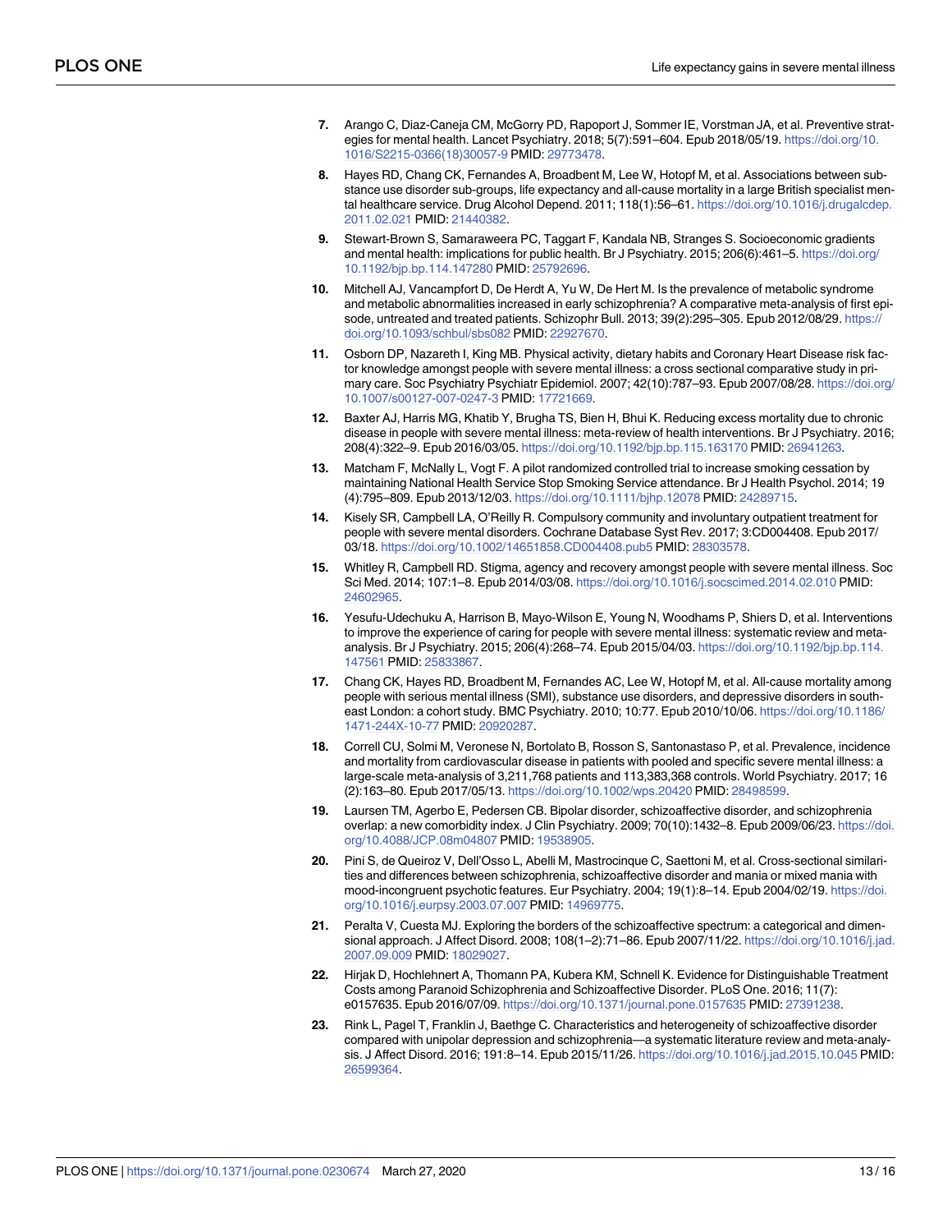7. Arango C, Diaz-Caneja CM, McGorry PD, Rapoport J, Sommer IE, Vorstman JA, et al. Preventive strategies for mental health. Lancet Psychiatry. 2018; 5(7):591–604. Epub 2018/05/19. https://doi.org/10.1016/S2215-0366(18)30057-9 PMID: 29773478.
8. Hayes RD, Chang CK, Fernandes A, Broadbent M, Lee W, Hotopf M, et al. Associations between substance use disorder sub-groups, life expectancy and all-cause mortality in a large British specialist mental healthcare service. Drug Alcohol Depend. 2011; 118(1):56–61. https://doi.org/10.1016/j.drugalcdep.2011.02.021 PMID: 21440382.
9. Stewart-Brown S, Samaraweera PC, Taggart F, Kandala NB, Stranges S. Socioeconomic gradients and mental health: implications for public health. Br J Psychiatry. 2015; 206(6):461–5. https://doi.org/10.1192/bjp.bp.114.147280 PMID: 25792696.
10. Mitchell AJ, Vancampfort D, De Herdt A, Yu W, De Hert M. Is the prevalence of metabolic syndrome and metabolic abnormalities increased in early schizophrenia? A comparative meta-analysis of first episode, untreated and treated patients. Schizophr Bull. 2013; 39(2):295–305. Epub 2012/08/29. https://doi.org/10.1093/schbul/sbs082 PMID: 22927670.
11. Osborn DP, Nazareth I, King MB. Physical activity, dietary habits and Coronary Heart Disease risk factor knowledge amongst people with severe mental illness: a cross sectional comparative study in primary care. Soc Psychiatry Psychiatr Epidemiol. 2007; 42(10):787–93. Epub 2007/08/28. https://doi.org/10.1007/s00127-007-0247-3 PMID: 17721669.
12. Baxter AJ, Harris MG, Khatib Y, Brugha TS, Bien H, Bhui K. Reducing excess mortality due to chronic disease in people with severe mental illness: meta-review of health interventions. Br J Psychiatry. 2016; 208(4):322–9. Epub 2016/03/05. https://doi.org/10.1192/bjp.bp.115.163170 PMID: 26941263.
13. Matcham F, McNally L, Vogt F. A pilot randomized controlled trial to increase smoking cessation by maintaining National Health Service Stop Smoking Service attendance. Br J Health Psychol. 2014; 19(4):795–809. Epub 2013/12/03. https://doi.org/10.1111/bjhp.12078 PMID: 24289715.
14. Kisely SR, Campbell LA, O'Reilly R. Compulsory community and involuntary outpatient treatment for people with severe mental disorders. Cochrane Database Syst Rev. 2017; 3:CD004408. Epub 2017/03/18. https://doi.org/10.1002/14651858.CD004408.pub5 PMID: 28303578.
15. Whitley R, Campbell RD. Stigma, agency and recovery amongst people with severe mental illness. Soc Sci Med. 2014; 107:1–8. Epub 2014/03/08. https://doi.org/10.1016/j.socscimed.2014.02.010 PMID: 24602965.
16. Yesufu-Udechuku A, Harrison B, Mayo-Wilson E, Young N, Woodhams P, Shiers D, et al. Interventions to improve the experience of caring for people with severe mental illness: systematic review and meta-analysis. Br J Psychiatry. 2015; 206(4):268–74. Epub 2015/04/03. https://doi.org/10.1192/bjp.bp.114.147561 PMID: 25833867.
17. Chang CK, Hayes RD, Broadbent M, Fernandes AC, Lee W, Hotopf M, et al. All-cause mortality among people with serious mental illness (SMI), substance use disorders, and depressive disorders in southeast London: a cohort study. BMC Psychiatry. 2010; 10:77. Epub 2010/10/06. https://doi.org/10.1186/1471-244X-10-77 PMID: 20920287.
18. Correll CU, Solmi M, Veronese N, Bortolato B, Rosson S, Santonastaso P, et al. Prevalence, incidence and mortality from cardiovascular disease in patients with pooled and specific severe mental illness: a large-scale meta-analysis of 3,211,768 patients and 113,383,368 controls. World Psychiatry. 2017; 16(2):163–80. Epub 2017/05/13. https://doi.org/10.1002/wps.20420 PMID: 28498599.
19. Laursen TM, Agerbo E, Pedersen CB. Bipolar disorder, schizoaffective disorder, and schizophrenia overlap: a new comorbidity index. J Clin Psychiatry. 2009; 70(10):1432–8. Epub 2009/06/23. https://doi.org/10.4088/JCP.08m04807 PMID: 19538905.
20. Pini S, de Queiroz V, Dell'Osso L, Abelli M, Mastrocinque C, Saettoni M, et al. Cross-sectional similarities and differences between schizophrenia, schizoaffective disorder and mania or mixed mania with mood-incongruent psychotic features. Eur Psychiatry. 2004; 19(1):8–14. Epub 2004/02/19. https://doi.org/10.1016/j.eurpsy.2003.07.007 PMID: 14969775.
21. Peralta V, Cuesta MJ. Exploring the borders of the schizoaffective spectrum: a categorical and dimensional approach. J Affect Disord. 2008; 108(1–2):71–86. Epub 2007/11/22. https://doi.org/10.1016/j.jad.2007.09.009 PMID: 18029027.
22. Hirjak D, Hochlehnert A, Thomann PA, Kubera KM, Schnell K. Evidence for Distinguishable Treatment Costs among Paranoid Schizophrenia and Schizoaffective Disorder. PLoS One. 2016; 11(7):e0157635. Epub 2016/07/09. https://doi.org/10.1371/journal.pone.0157635 PMID: 27391238.
23. Rink L, Pagel T, Franklin J, Baethge C. Characteristics and heterogeneity of schizoaffective disorder compared with unipolar depression and schizophrenia—a systematic literature review and meta-analysis. J Affect Disord. 2016; 191:8–14. Epub 2015/11/26. https://doi.org/10.1016/j.jad.2015.10.045 PMID: 26599364.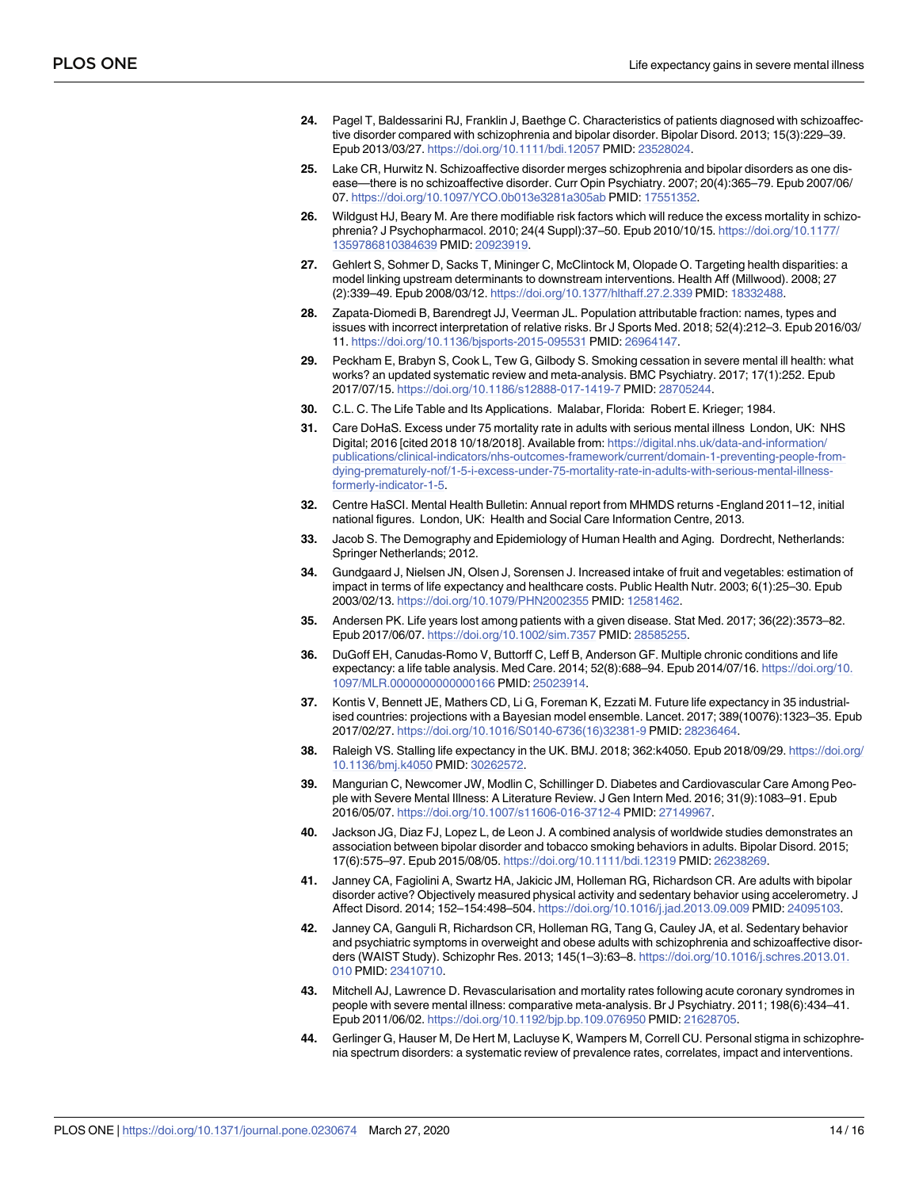24. Pagel T, Baldessarini RJ, Franklin J, Baethge C. Characteristics of patients diagnosed with schizoaffective disorder compared with schizophrenia and bipolar disorder. Bipolar Disord. 2013; 15(3):229–39. Epub 2013/03/27. https://doi.org/10.1111/bdi.12057 PMID: 23528024.

25. Lake CR, Hurwitz N. Schizoaffective disorder merges schizophrenia and bipolar disorders as one disease—there is no schizoaffective disorder. Curr Opin Psychiatry. 2007; 20(4):365–79. Epub 2007/06/07. https://doi.org/10.1097/YCO.0b013e3281a305ab PMID: 17551352.

26. Wildgust HJ, Beary M. Are there modifiable risk factors which will reduce the excess mortality in schizophrenia? J Psychopharmacol. 2010; 24(4 Suppl):37–50. Epub 2010/10/15. https://doi.org/10.1177/1359786810384639 PMID: 20923919.

27. Gehlert S, Sohmer D, Sacks T, Mininger C, McClintock M, Olopade O. Targeting health disparities: a model linking upstream determinants to downstream interventions. Health Aff (Millwood). 2008; 27(2):339–49. Epub 2008/03/12. https://doi.org/10.1377/hlthaff.27.2.339 PMID: 18332488.

28. Zapata-Diomedi B, Barendregt JJ, Veerman JL. Population attributable fraction: names, types and issues with incorrect interpretation of relative risks. Br J Sports Med. 2018; 52(4):212–3. Epub 2016/03/11. https://doi.org/10.1136/bjsports-2015-095531 PMID: 26964147.

29. Peckham E, Brabyn S, Cook L, Tew G, Gilbody S. Smoking cessation in severe mental ill health: what works? an updated systematic review and meta-analysis. BMC Psychiatry. 2017; 17(1):252. Epub 2017/07/15. https://doi.org/10.1186/s12888-017-1419-7 PMID: 28705244.

30. C.L. C. The Life Table and Its Applications. Malabar, Florida: Robert E. Krieger; 1984.

31. Care DoHaS. Excess under 75 mortality rate in adults with serious mental illness London, UK: NHS Digital; 2016 [cited 2018 10/18/2018]. Available from: https://digital.nhs.uk/data-and-information/publications/clinical-indicators/nhs-outcomes-framework/current/domain-1-preventing-people-from-dying-prematurely-nof/1-5-i-excess-under-75-mortality-rate-in-adults-with-serious-mental-illness-formerly-indicator-1-5.

32. Centre HaSCI. Mental Health Bulletin: Annual report from MHMDS returns -England 2011–12, initial national figures. London, UK: Health and Social Care Information Centre, 2013.

33. Jacob S. The Demography and Epidemiology of Human Health and Aging. Dordrecht, Netherlands: Springer Netherlands; 2012.

34. Gundgaard J, Nielsen JN, Olsen J, Sorensen J. Increased intake of fruit and vegetables: estimation of impact in terms of life expectancy and healthcare costs. Public Health Nutr. 2003; 6(1):25–30. Epub 2003/02/13. https://doi.org/10.1079/PHN2002355 PMID: 12581462.

35. Andersen PK. Life years lost among patients with a given disease. Stat Med. 2017; 36(22):3573–82. Epub 2017/06/07. https://doi.org/10.1002/sim.7357 PMID: 28585255.

36. DuGoff EH, Canudas-Romo V, Buttorff C, Leff B, Anderson GF. Multiple chronic conditions and life expectancy: a life table analysis. Med Care. 2014; 52(8):688–94. Epub 2014/07/16. https://doi.org/10.1097/MLR.0000000000000166 PMID: 25023914.

37. Kontis V, Bennett JE, Mathers CD, Li G, Foreman K, Ezzati M. Future life expectancy in 35 industrialised countries: projections with a Bayesian model ensemble. Lancet. 2017; 389(10076):1323–35. Epub 2017/02/27. https://doi.org/10.1016/S0140-6736(16)32381-9 PMID: 28236464.

38. Raleigh VS. Stalling life expectancy in the UK. BMJ. 2018; 362:k4050. Epub 2018/09/29. https://doi.org/10.1136/bmj.k4050 PMID: 30262572.

39. Mangurian C, Newcomer JW, Modlin C, Schillinger D. Diabetes and Cardiovascular Care Among People with Severe Mental Illness: A Literature Review. J Gen Intern Med. 2016; 31(9):1083–91. Epub 2016/05/07. https://doi.org/10.1007/s11606-016-3712-4 PMID: 27149967.

40. Jackson JG, Diaz FJ, Lopez L, de Leon J. A combined analysis of worldwide studies demonstrates an association between bipolar disorder and tobacco smoking behaviors in adults. Bipolar Disord. 2015; 17(6):575–97. Epub 2015/08/05. https://doi.org/10.1111/bdi.12319 PMID: 26238269.

41. Janney CA, Fagiolini A, Swartz HA, Jakicic JM, Holleman RG, Richardson CR. Are adults with bipolar disorder active? Objectively measured physical activity and sedentary behavior using accelerometry. J Affect Disord. 2014; 152–154:498–504. https://doi.org/10.1016/j.jad.2013.09.009 PMID: 24095103.

42. Janney CA, Ganguli R, Richardson CR, Holleman RG, Tang G, Cauley JA, et al. Sedentary behavior and psychiatric symptoms in overweight and obese adults with schizophrenia and schizoaffective disorders (WAIST Study). Schizophr Res. 2013; 145(1–3):63–8. https://doi.org/10.1016/j.schres.2013.01.010 PMID: 23410710.

43. Mitchell AJ, Lawrence D. Revascularisation and mortality rates following acute coronary syndromes in people with severe mental illness: comparative meta-analysis. Br J Psychiatry. 2011; 198(6):434–41. Epub 2011/06/02. https://doi.org/10.1192/bjp.bp.109.076950 PMID: 21628705.

44. Gerlinger G, Hauser M, De Hert M, Lacluyse K, Wampers M, Correll CU. Personal stigma in schizophrenia spectrum disorders: a systematic review of prevalence rates, correlates, impact and interventions.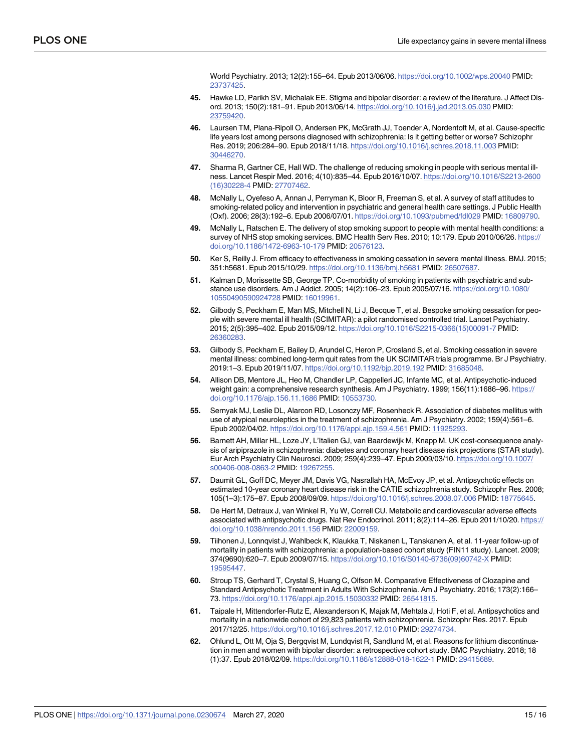World Psychiatry. 2013; 12(2):155–64. Epub 2013/06/06. https://doi.org/10.1002/wps.20040 PMID: 23737425.

45. Hawke LD, Parikh SV, Michalak EE. Stigma and bipolar disorder: a review of the literature. J Affect Disord. 2013; 150(2):181–91. Epub 2013/06/14. https://doi.org/10.1016/j.jad.2013.05.030 PMID: 23759420.

46. Laursen TM, Plana-Ripoll O, Andersen PK, McGrath JJ, Toender A, Nordentoft M, et al. Cause-specific life years lost among persons diagnosed with schizophrenia: Is it getting better or worse? Schizophr Res. 2019; 206:284–90. Epub 2018/11/18. https://doi.org/10.1016/j.schres.2018.11.003 PMID: 30446270.

47. Sharma R, Gartner CE, Hall WD. The challenge of reducing smoking in people with serious mental illness. Lancet Respir Med. 2016; 4(10):835–44. Epub 2016/10/07. https://doi.org/10.1016/S2213-2600(16)30228-4 PMID: 27707462.

48. McNally L, Oyefeso A, Annan J, Perryman K, Bloor R, Freeman S, et al. A survey of staff attitudes to smoking-related policy and intervention in psychiatric and general health care settings. J Public Health (Oxf). 2006; 28(3):192–6. Epub 2006/07/01. https://doi.org/10.1093/pubmed/fdl029 PMID: 16809790.

49. McNally L, Ratschen E. The delivery of stop smoking support to people with mental health conditions: a survey of NHS stop smoking services. BMC Health Serv Res. 2010; 10:179. Epub 2010/06/26. https://doi.org/10.1186/1472-6963-10-179 PMID: 20576123.

50. Ker S, Reilly J. From efficacy to effectiveness in smoking cessation in severe mental illness. BMJ. 2015; 351:h5681. Epub 2015/10/29. https://doi.org/10.1136/bmj.h5681 PMID: 26507687.

51. Kalman D, Morissette SB, George TP. Co-morbidity of smoking in patients with psychiatric and substance use disorders. Am J Addict. 2005; 14(2):106–23. Epub 2005/07/16. https://doi.org/10.1080/10550490590924728 PMID: 16019961.

52. Gilbody S, Peckham E, Man MS, Mitchell N, Li J, Becque T, et al. Bespoke smoking cessation for people with severe mental ill health (SCIMITAR): a pilot randomised controlled trial. Lancet Psychiatry. 2015; 2(5):395–402. Epub 2015/09/12. https://doi.org/10.1016/S2215-0366(15)00091-7 PMID: 26360283.

53. Gilbody S, Peckham E, Bailey D, Arundel C, Heron P, Crosland S, et al. Smoking cessation in severe mental illness: combined long-term quit rates from the UK SCIMITAR trials programme. Br J Psychiatry. 2019:1–3. Epub 2019/11/07. https://doi.org/10.1192/bjp.2019.192 PMID: 31685048.

54. Allison DB, Mentore JL, Heo M, Chandler LP, Cappelleri JC, Infante MC, et al. Antipsychotic-induced weight gain: a comprehensive research synthesis. Am J Psychiatry. 1999; 156(11):1686–96. https://doi.org/10.1176/ajp.156.11.1686 PMID: 10553730.

55. Sernyak MJ, Leslie DL, Alarcon RD, Losonczy MF, Rosenheck R. Association of diabetes mellitus with use of atypical neuroleptics in the treatment of schizophrenia. Am J Psychiatry. 2002; 159(4):561–6. Epub 2002/04/02. https://doi.org/10.1176/appi.ajp.159.4.561 PMID: 11925293.

56. Barnett AH, Millar HL, Loze JY, L'Italien GJ, van Baardewijk M, Knapp M. UK cost-consequence analysis of aripiprazole in schizophrenia: diabetes and coronary heart disease risk projections (STAR study). Eur Arch Psychiatry Clin Neurosci. 2009; 259(4):239–47. Epub 2009/03/10. https://doi.org/10.1007/s00406-008-0863-2 PMID: 19267255.

57. Daumit GL, Goff DC, Meyer JM, Davis VG, Nasrallah HA, McEvoy JP, et al. Antipsychotic effects on estimated 10-year coronary heart disease risk in the CATIE schizophrenia study. Schizophr Res. 2008; 105(1–3):175–87. Epub 2008/09/09. https://doi.org/10.1016/j.schres.2008.07.006 PMID: 18775645.

58. De Hert M, Detraux J, van Winkel R, Yu W, Correll CU. Metabolic and cardiovascular adverse effects associated with antipsychotic drugs. Nat Rev Endocrinol. 2011; 8(2):114–26. Epub 2011/10/20. https://doi.org/10.1038/nrendo.2011.156 PMID: 22009159.

59. Tiihonen J, Lonnqvist J, Wahlbeck K, Klaukka T, Niskanen L, Tanskanen A, et al. 11-year follow-up of mortality in patients with schizophrenia: a population-based cohort study (FIN11 study). Lancet. 2009; 374(9690):620–7. Epub 2009/07/15. https://doi.org/10.1016/S0140-6736(09)60742-X PMID: 19595447.

60. Stroup TS, Gerhard T, Crystal S, Huang C, Olfson M. Comparative Effectiveness of Clozapine and Standard Antipsychotic Treatment in Adults With Schizophrenia. Am J Psychiatry. 2016; 173(2):166–73. https://doi.org/10.1176/appi.ajp.2015.15030332 PMID: 26541815.

61. Taipale H, Mittendorfer-Rutz E, Alexanderson K, Majak M, Mehtala J, Hoti F, et al. Antipsychotics and mortality in a nationwide cohort of 29,823 patients with schizophrenia. Schizophr Res. 2017. Epub 2017/12/25. https://doi.org/10.1016/j.schres.2017.12.010 PMID: 29274734.

62. Ohlund L, Ott M, Oja S, Bergqvist M, Lundqvist R, Sandlund M, et al. Reasons for lithium discontinuation in men and women with bipolar disorder: a retrospective cohort study. BMC Psychiatry. 2018; 18(1):37. Epub 2018/02/09. https://doi.org/10.1186/s12888-018-1622-1 PMID: 29415689.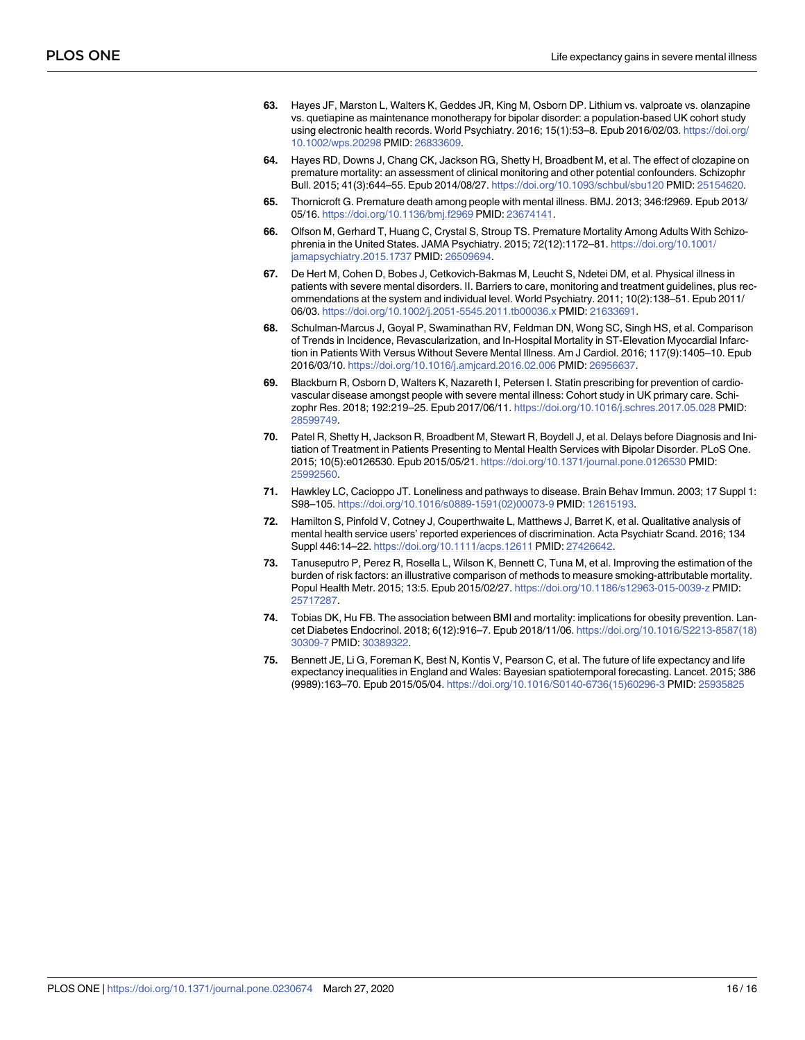63. Hayes JF, Marston L, Walters K, Geddes JR, King M, Osborn DP. Lithium vs. valproate vs. olanzapine vs. quetiapine as maintenance monotherapy for bipolar disorder: a population-based UK cohort study using electronic health records. World Psychiatry. 2016; 15(1):53–8. Epub 2016/02/03. https://doi.org/10.1002/wps.20298 PMID: 26833609.

64. Hayes RD, Downs J, Chang CK, Jackson RG, Shetty H, Broadbent M, et al. The effect of clozapine on premature mortality: an assessment of clinical monitoring and other potential confounders. Schizophr Bull. 2015; 41(3):644–55. Epub 2014/08/27. https://doi.org/10.1093/schbul/sbu120 PMID: 25154620.

65. Thornicroft G. Premature death among people with mental illness. BMJ. 2013; 346:f2969. Epub 2013/05/16. https://doi.org/10.1136/bmj.f2969 PMID: 23674141.

66. Olfson M, Gerhard T, Huang C, Crystal S, Stroup TS. Premature Mortality Among Adults With Schizophrenia in the United States. JAMA Psychiatry. 2015; 72(12):1172–81. https://doi.org/10.1001/jamapsychiatry.2015.1737 PMID: 26509694.

67. De Hert M, Cohen D, Bobes J, Cetkovich-Bakmas M, Leucht S, Ndetei DM, et al. Physical illness in patients with severe mental disorders. II. Barriers to care, monitoring and treatment guidelines, plus recommendations at the system and individual level. World Psychiatry. 2011; 10(2):138–51. Epub 2011/06/03. https://doi.org/10.1002/j.2051-5545.2011.tb00036.x PMID: 21633691.

68. Schulman-Marcus J, Goyal P, Swaminathan RV, Feldman DN, Wong SC, Singh HS, et al. Comparison of Trends in Incidence, Revascularization, and In-Hospital Mortality in ST-Elevation Myocardial Infarction in Patients With Versus Without Severe Mental Illness. Am J Cardiol. 2016; 117(9):1405–10. Epub 2016/03/10. https://doi.org/10.1016/j.amjcard.2016.02.006 PMID: 26956637.

69. Blackburn R, Osborn D, Walters K, Nazareth I, Petersen I. Statin prescribing for prevention of cardiovascular disease amongst people with severe mental illness: Cohort study in UK primary care. Schizophr Res. 2018; 192:219–25. Epub 2017/06/11. https://doi.org/10.1016/j.schres.2017.05.028 PMID: 28599749.

70. Patel R, Shetty H, Jackson R, Broadbent M, Stewart R, Boydell J, et al. Delays before Diagnosis and Initiation of Treatment in Patients Presenting to Mental Health Services with Bipolar Disorder. PLoS One. 2015; 10(5):e0126530. Epub 2015/05/21. https://doi.org/10.1371/journal.pone.0126530 PMID: 25992560.

71. Hawkley LC, Cacioppo JT. Loneliness and pathways to disease. Brain Behav Immun. 2003; 17 Suppl 1: S98–105. https://doi.org/10.1016/s0889-1591(02)00073-9 PMID: 12615193.

72. Hamilton S, Pinfold V, Cotney J, Couperthwaite L, Matthews J, Barret K, et al. Qualitative analysis of mental health service users' reported experiences of discrimination. Acta Psychiatr Scand. 2016; 134 Suppl 446:14–22. https://doi.org/10.1111/acps.12611 PMID: 27426642.

73. Tanuseputro P, Perez R, Rosella L, Wilson K, Bennett C, Tuna M, et al. Improving the estimation of the burden of risk factors: an illustrative comparison of methods to measure smoking-attributable mortality. Popul Health Metr. 2015; 13:5. Epub 2015/02/27. https://doi.org/10.1186/s12963-015-0039-z PMID: 25717287.

74. Tobias DK, Hu FB. The association between BMI and mortality: implications for obesity prevention. Lancet Diabetes Endocrinol. 2018; 6(12):916–7. Epub 2018/11/06. https://doi.org/10.1016/S2213-8587(18)30309-7 PMID: 30389322.

75. Bennett JE, Li G, Foreman K, Best N, Kontis V, Pearson C, et al. The future of life expectancy and life expectancy inequalities in England and Wales: Bayesian spatiotemporal forecasting. Lancet. 2015; 386(9989):163–70. Epub 2015/05/04. https://doi.org/10.1016/S0140-6736(15)60296-3 PMID: 25935825